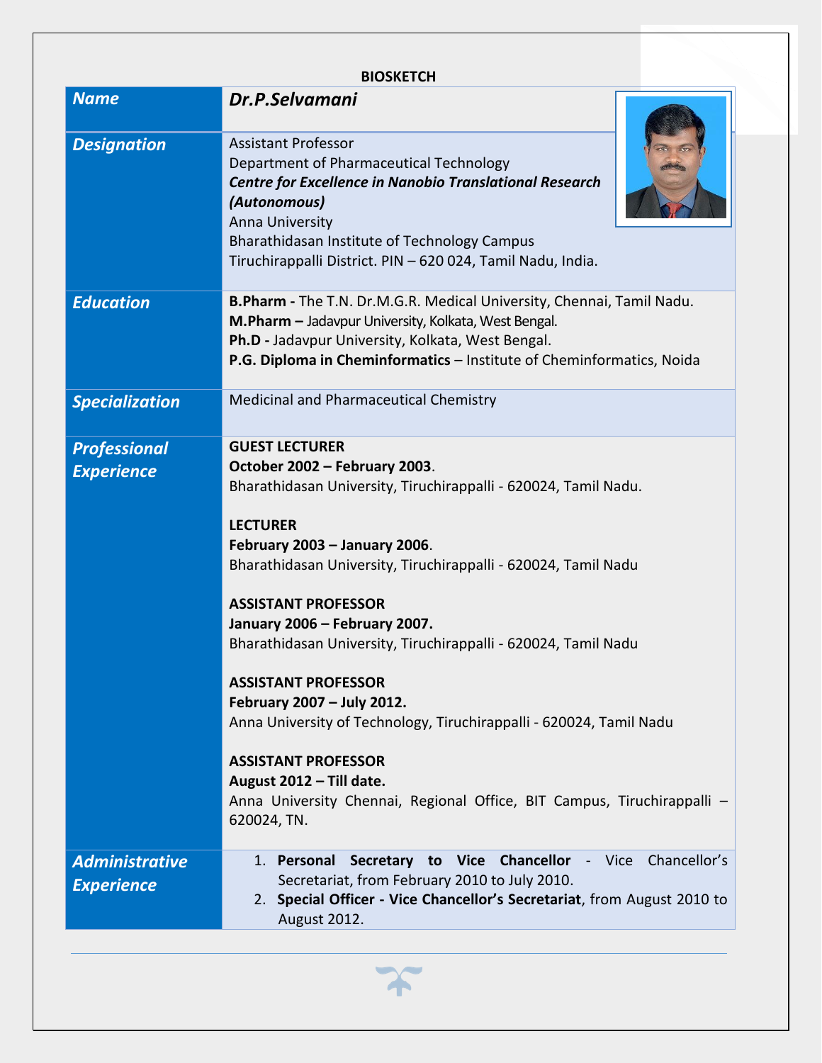**BIOSKETCH**

| | |
|---|---|
| ***Name*** | ***Dr.P.Selvamani*** |
| ***Designation*** | Assistant Professor<br>Department of Pharmaceutical Technology<br>***Centre for Excellence in Nanobio Translational Research (Autonomous)***<br>Anna University<br>Bharathidasan Institute of Technology Campus<br>Tiruchirappalli District. PIN – 620 024, Tamil Nadu, India. |
| ***Education*** | **B.Pharm -** The T.N. Dr.M.G.R. Medical University, Chennai, Tamil Nadu.<br>**M.Pharm –** Jadavpur University, Kolkata, West Bengal.<br>**Ph.D -** Jadavpur University, Kolkata, West Bengal.<br>**P.G. Diploma in Cheminformatics** – Institute of Cheminformatics, Noida |
| ***Specialization*** | Medicinal and Pharmaceutical Chemistry |
| ***Professional Experience*** | **GUEST LECTURER**<br>**October 2002 – February 2003**.<br>Bharathidasan University, Tiruchirappalli - 620024, Tamil Nadu.<br><br>**LECTURER**<br>**February 2003 – January 2006**.<br>Bharathidasan University, Tiruchirappalli - 620024, Tamil Nadu<br><br>**ASSISTANT PROFESSOR**<br>**January 2006 – February 2007.**<br>Bharathidasan University, Tiruchirappalli - 620024, Tamil Nadu<br><br>**ASSISTANT PROFESSOR**<br>**February 2007 – July 2012.**<br>Anna University of Technology, Tiruchirappalli - 620024, Tamil Nadu<br><br>**ASSISTANT PROFESSOR**<br>**August 2012 – Till date.**<br>Anna University Chennai, Regional Office, BIT Campus, Tiruchirappalli – 620024, TN. |
| ***Administrative Experience*** | 1. **Personal Secretary to Vice Chancellor** - Vice Chancellor's Secretariat, from February 2010 to July 2010.<br>2. **Special Officer - Vice Chancellor's Secretariat**, from August 2010 to August 2012. |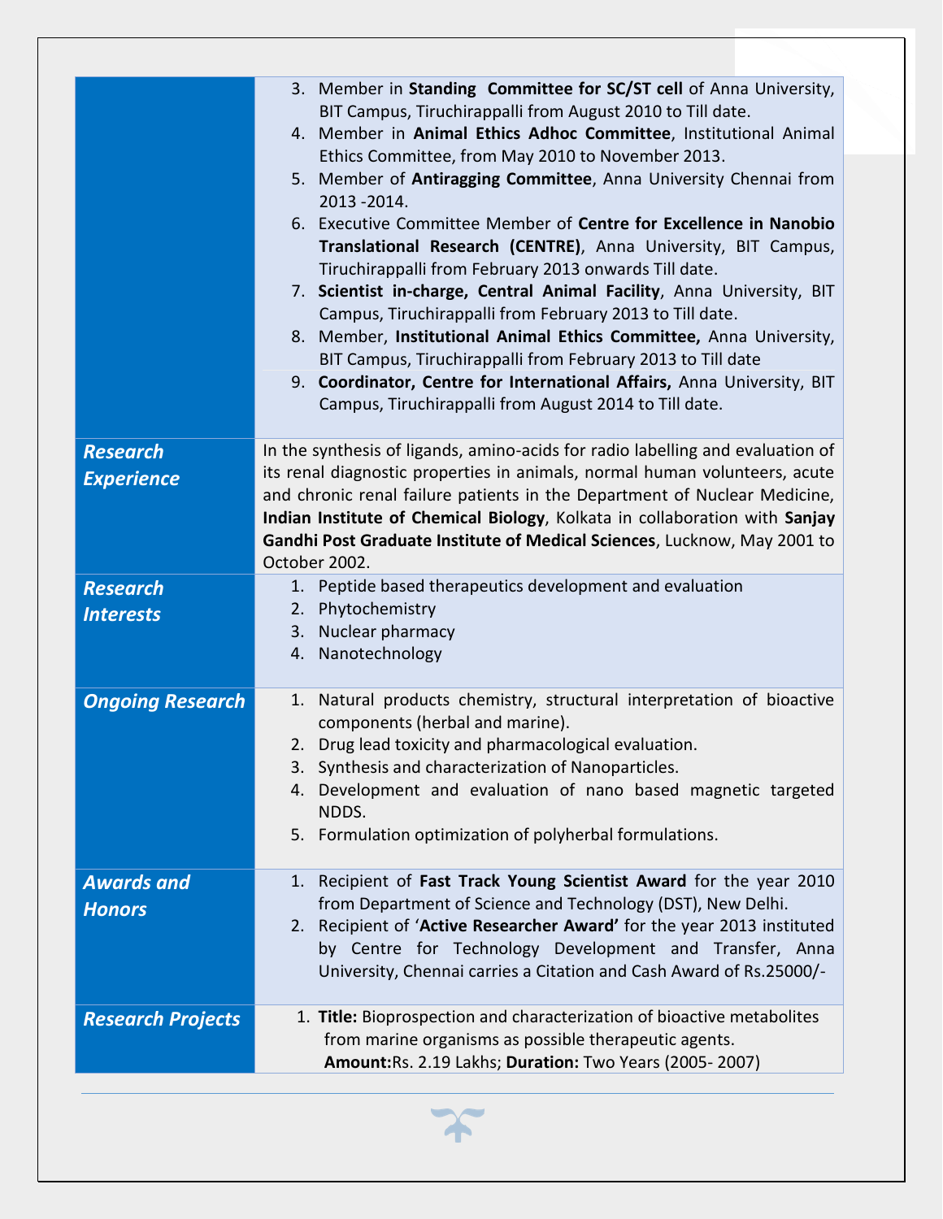| | |
|---|---|
| | 3. Member in **Standing Committee for SC/ST cell** of Anna University, BIT Campus, Tiruchirappalli from August 2010 to Till date.<br>4. Member in **Animal Ethics Adhoc Committee**, Institutional Animal Ethics Committee, from May 2010 to November 2013.<br>5. Member of **Antiragging Committee**, Anna University Chennai from 2013 -2014.<br>6. Executive Committee Member of **Centre for Excellence in Nanobio Translational Research (CENTRE)**, Anna University, BIT Campus, Tiruchirappalli from February 2013 onwards Till date.<br>7. **Scientist in-charge, Central Animal Facility**, Anna University, BIT Campus, Tiruchirappalli from February 2013 to Till date.<br>8. Member, **Institutional Animal Ethics Committee,** Anna University, BIT Campus, Tiruchirappalli from February 2013 to Till date<br>9. **Coordinator, Centre for International Affairs,** Anna University, BIT Campus, Tiruchirappalli from August 2014 to Till date. |
| ***Research Experience*** | In the synthesis of ligands, amino-acids for radio labelling and evaluation of its renal diagnostic properties in animals, normal human volunteers, acute and chronic renal failure patients in the Department of Nuclear Medicine, **Indian Institute of Chemical Biology**, Kolkata in collaboration with **Sanjay Gandhi Post Graduate Institute of Medical Sciences**, Lucknow, May 2001 to October 2002. |
| ***Research Interests*** | 1. Peptide based therapeutics development and evaluation<br>2. Phytochemistry<br>3. Nuclear pharmacy<br>4. Nanotechnology |
| ***Ongoing Research*** | 1. Natural products chemistry, structural interpretation of bioactive components (herbal and marine).<br>2. Drug lead toxicity and pharmacological evaluation.<br>3. Synthesis and characterization of Nanoparticles.<br>4. Development and evaluation of nano based magnetic targeted NDDS.<br>5. Formulation optimization of polyherbal formulations. |
| ***Awards and Honors*** | 1. Recipient of **Fast Track Young Scientist Award** for the year 2010 from Department of Science and Technology (DST), New Delhi.<br>2. Recipient of '**Active Researcher Award'** for the year 2013 instituted by Centre for Technology Development and Transfer, Anna University, Chennai carries a Citation and Cash Award of Rs.25000/- |
| ***Research Projects*** | 1. **Title:** Bioprospection and characterization of bioactive metabolites from marine organisms as possible therapeutic agents.<br>**Amount:**Rs. 2.19 Lakhs; **Duration:** Two Years (2005- 2007) |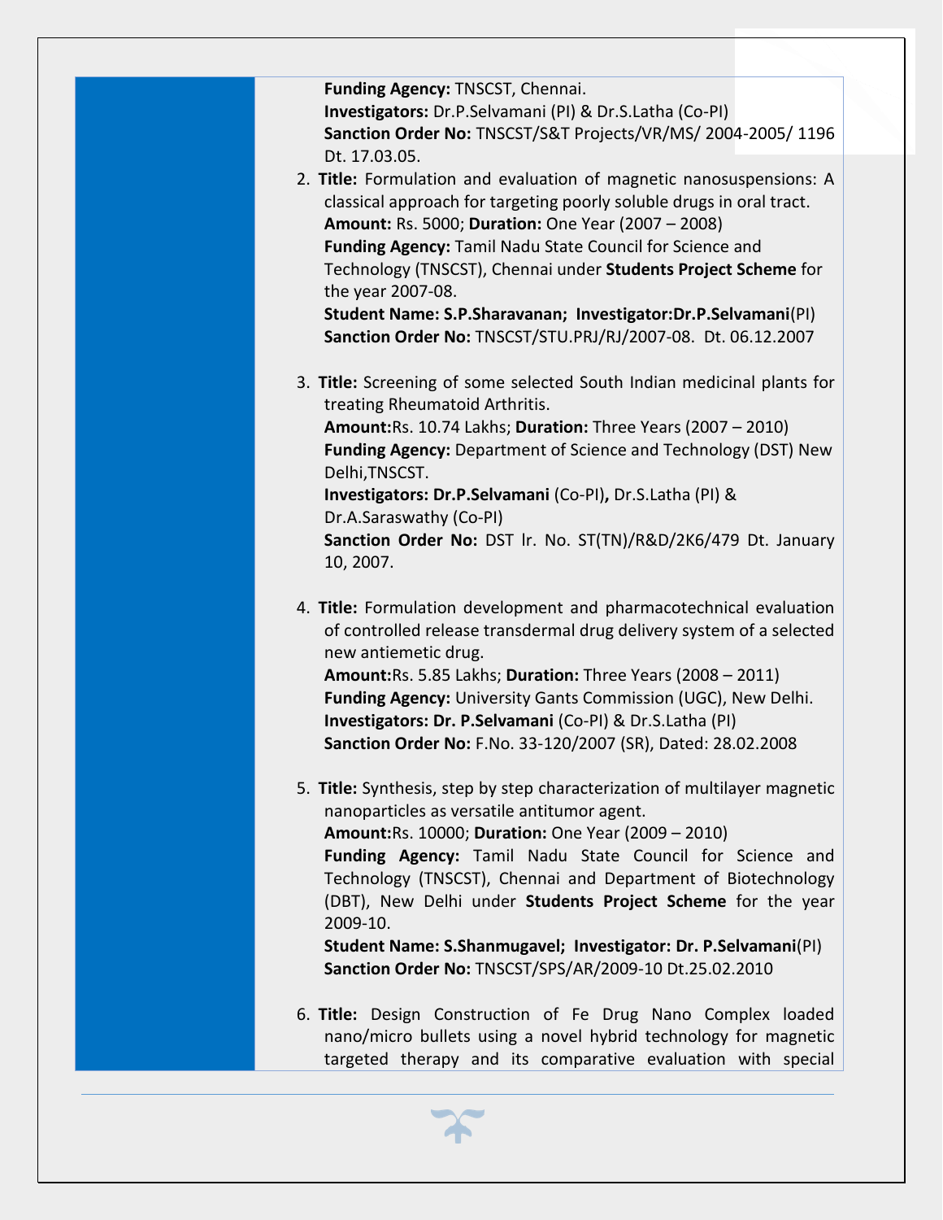**Funding Agency:** TNSCST, Chennai.
**Investigators:** Dr.P.Selvamani (PI) & Dr.S.Latha (Co-PI)
**Sanction Order No:** TNSCST/S&T Projects/VR/MS/ 2004-2005/ 1196 Dt. 17.03.05.

2. **Title:** Formulation and evaluation of magnetic nanosuspensions: A classical approach for targeting poorly soluble drugs in oral tract.
   **Amount:** Rs. 5000; **Duration:** One Year (2007 – 2008)
   **Funding Agency:** Tamil Nadu State Council for Science and Technology (TNSCST), Chennai under **Students Project Scheme** for the year 2007-08.
   **Student Name: S.P.Sharavanan; Investigator:Dr.P.Selvamani**(PI)
   **Sanction Order No:** TNSCST/STU.PRJ/RJ/2007-08. Dt. 06.12.2007

3. **Title:** Screening of some selected South Indian medicinal plants for treating Rheumatoid Arthritis.
   **Amount:**Rs. 10.74 Lakhs; **Duration:** Three Years (2007 – 2010)
   **Funding Agency:** Department of Science and Technology (DST) New Delhi,TNSCST.
   **Investigators: Dr.P.Selvamani** (Co-PI)**,** Dr.S.Latha (PI) & Dr.A.Saraswathy (Co-PI)
   **Sanction Order No:** DST lr. No. ST(TN)/R&D/2K6/479 Dt. January 10, 2007.

4. **Title:** Formulation development and pharmacotechnical evaluation of controlled release transdermal drug delivery system of a selected new antiemetic drug.
   **Amount:**Rs. 5.85 Lakhs; **Duration:** Three Years (2008 – 2011)
   **Funding Agency:** University Gants Commission (UGC), New Delhi.
   **Investigators: Dr. P.Selvamani** (Co-PI) & Dr.S.Latha (PI)
   **Sanction Order No:** F.No. 33-120/2007 (SR), Dated: 28.02.2008

5. **Title:** Synthesis, step by step characterization of multilayer magnetic nanoparticles as versatile antitumor agent.
   **Amount:**Rs. 10000; **Duration:** One Year (2009 – 2010)
   **Funding Agency:** Tamil Nadu State Council for Science and Technology (TNSCST), Chennai and Department of Biotechnology (DBT), New Delhi under **Students Project Scheme** for the year 2009-10.
   **Student Name: S.Shanmugavel; Investigator: Dr. P.Selvamani**(PI)
   **Sanction Order No:** TNSCST/SPS/AR/2009-10 Dt.25.02.2010

6. **Title:** Design Construction of Fe Drug Nano Complex loaded nano/micro bullets using a novel hybrid technology for magnetic targeted therapy and its comparative evaluation with special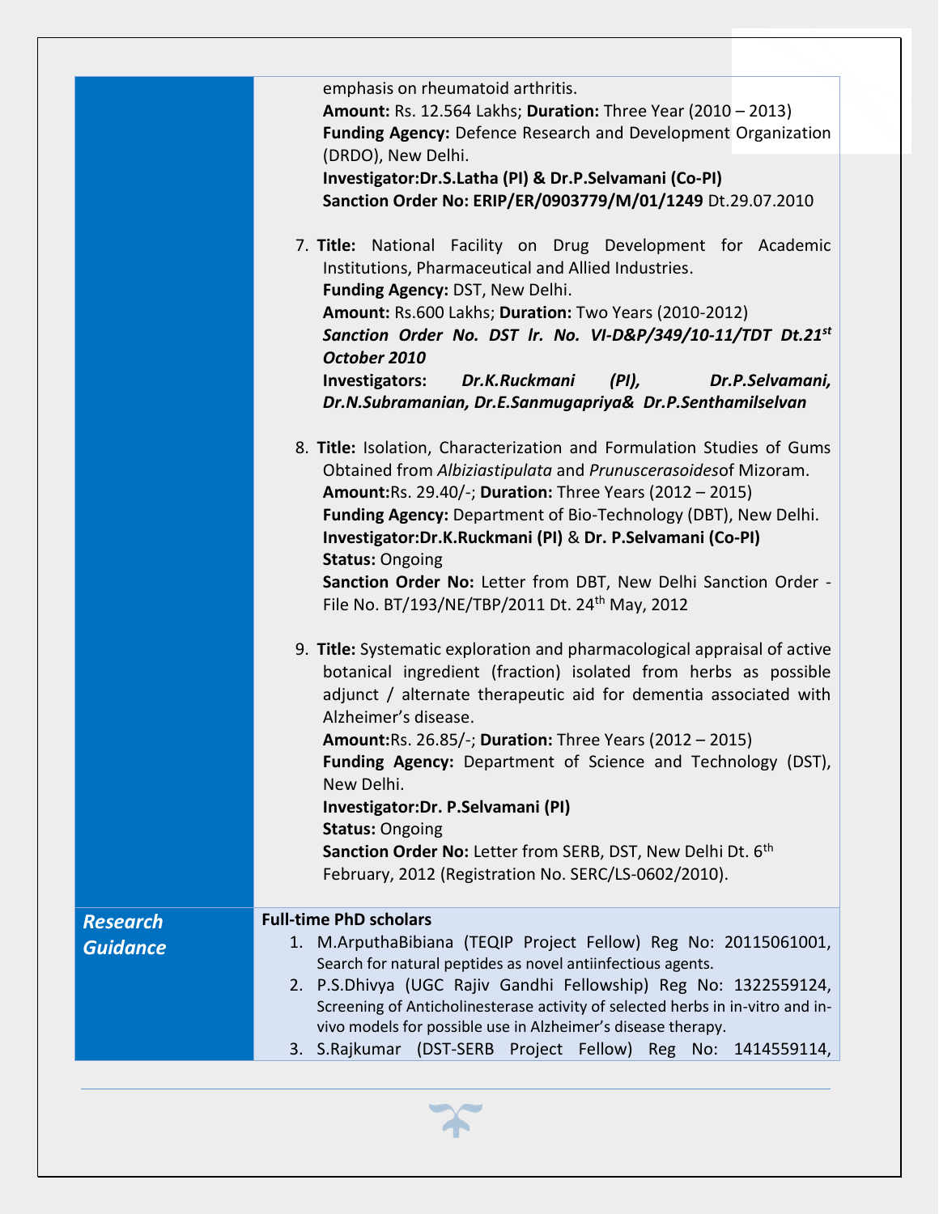emphasis on rheumatoid arthritis.
**Amount:** Rs. 12.564 Lakhs; **Duration:** Three Year (2010 – 2013)
**Funding Agency:** Defence Research and Development Organization (DRDO), New Delhi.
**Investigator:Dr.S.Latha (PI) & Dr.P.Selvamani (Co-PI)**
**Sanction Order No: ERIP/ER/0903779/M/01/1249** Dt.29.07.2010

7. **Title:** National Facility on Drug Development for Academic Institutions, Pharmaceutical and Allied Industries.
   **Funding Agency:** DST, New Delhi.
   **Amount:** Rs.600 Lakhs; **Duration:** Two Years (2010-2012)
   ***Sanction Order No. DST lr. No. VI-D&P/349/10-11/TDT Dt.21st October 2010***
   **Investigators:** ***Dr.K.Ruckmani (PI), Dr.P.Selvamani, Dr.N.Subramanian, Dr.E.Sanmugapriya& Dr.P.Senthamilselvan***

8. **Title:** Isolation, Characterization and Formulation Studies of Gums Obtained from *Albiziastipulata* and *Prunuscerasoides*of Mizoram.
   **Amount:**Rs. 29.40/-; **Duration:** Three Years (2012 – 2015)
   **Funding Agency:** Department of Bio-Technology (DBT), New Delhi.
   **Investigator:Dr.K.Ruckmani (PI)** & **Dr. P.Selvamani (Co-PI)**
   **Status:** Ongoing
   **Sanction Order No:** Letter from DBT, New Delhi Sanction Order - File No. BT/193/NE/TBP/2011 Dt. 24th May, 2012

9. **Title:** Systematic exploration and pharmacological appraisal of active botanical ingredient (fraction) isolated from herbs as possible adjunct / alternate therapeutic aid for dementia associated with Alzheimer's disease.
   **Amount:**Rs. 26.85/-; **Duration:** Three Years (2012 – 2015)
   **Funding Agency:** Department of Science and Technology (DST), New Delhi.
   **Investigator:Dr. P.Selvamani (PI)**
   **Status:** Ongoing
   **Sanction Order No:** Letter from SERB, DST, New Delhi Dt. 6th February, 2012 (Registration No. SERC/LS-0602/2010).

***Research Guidance***

**Full-time PhD scholars**

1. M.ArputhaBibiana (TEQIP Project Fellow) Reg No: 20115061001, Search for natural peptides as novel antiinfectious agents.
2. P.S.Dhivya (UGC Rajiv Gandhi Fellowship) Reg No: 1322559124, Screening of Anticholinesterase activity of selected herbs in in-vitro and in-vivo models for possible use in Alzheimer's disease therapy.
3. S.Rajkumar (DST-SERB Project Fellow) Reg No: 1414559114,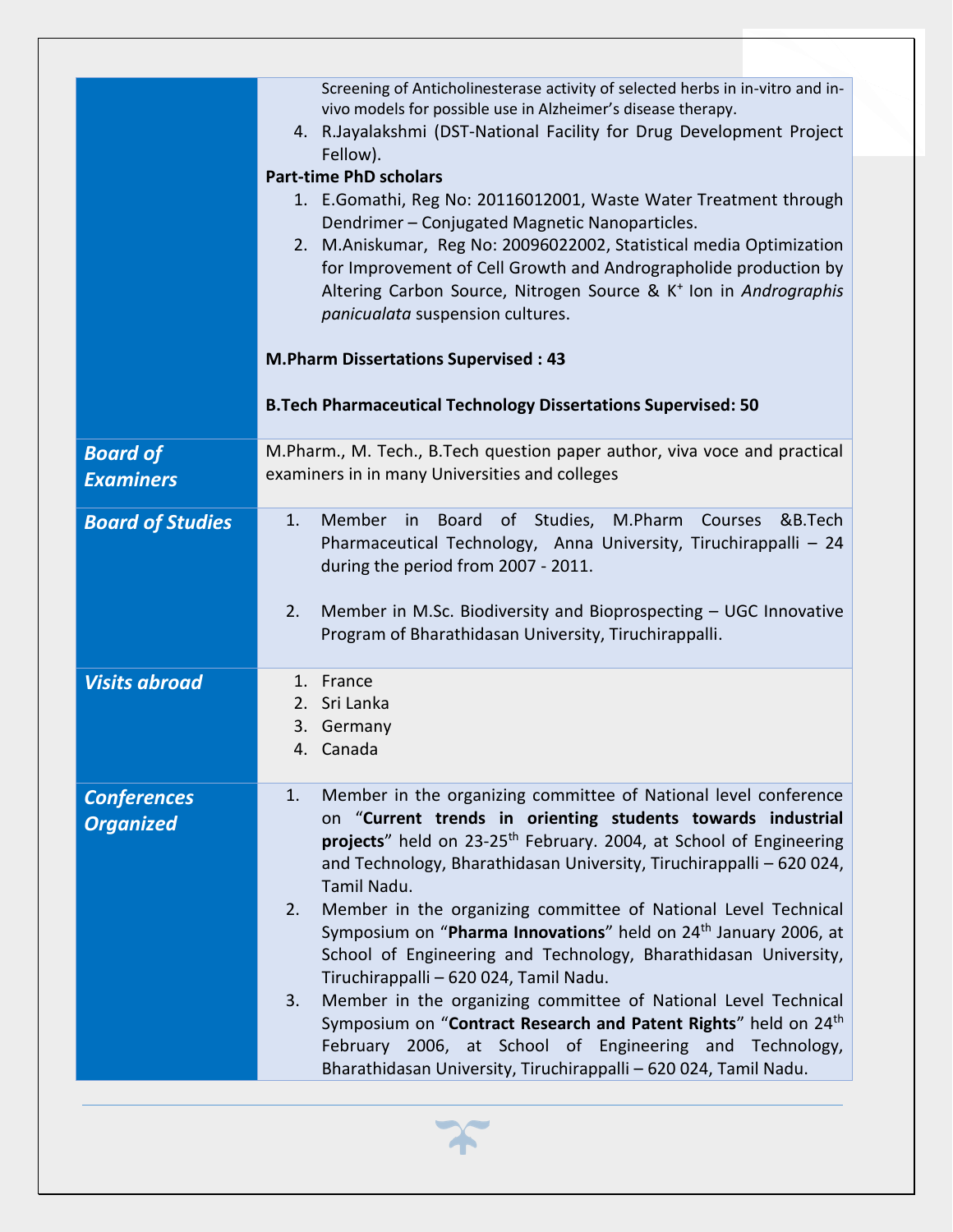| | |
|---|---|
| | Screening of Anticholinesterase activity of selected herbs in in-vitro and in-vivo models for possible use in Alzheimer's disease therapy.<br>4. R.Jayalakshmi (DST-National Facility for Drug Development Project Fellow).<br>**Part-time PhD scholars**<br>1. E.Gomathi, Reg No: 20116012001, Waste Water Treatment through Dendrimer – Conjugated Magnetic Nanoparticles.<br>2. M.Aniskumar, Reg No: 20096022002, Statistical media Optimization for Improvement of Cell Growth and Andrographolide production by Altering Carbon Source, Nitrogen Source & $K^+$ Ion in *Andrographis panicualata* suspension cultures.<br><br>**M.Pharm Dissertations Supervised : 43**<br><br>**B.Tech Pharmaceutical Technology Dissertations Supervised: 50** |
| ***Board of Examiners*** | M.Pharm., M. Tech., B.Tech question paper author, viva voce and practical examiners in in many Universities and colleges |
| ***Board of Studies*** | 1. Member in Board of Studies, M.Pharm Courses &B.Tech Pharmaceutical Technology, Anna University, Tiruchirappalli – 24 during the period from 2007 - 2011.<br><br>2. Member in M.Sc. Biodiversity and Bioprospecting – UGC Innovative Program of Bharathidasan University, Tiruchirappalli. |
| ***Visits abroad*** | 1. France<br>2. Sri Lanka<br>3. Germany<br>4. Canada |
| ***Conferences Organized*** | 1. Member in the organizing committee of National level conference on "**Current trends in orienting students towards industrial projects**" held on 23-25th February. 2004, at School of Engineering and Technology, Bharathidasan University, Tiruchirappalli – 620 024, Tamil Nadu.<br>2. Member in the organizing committee of National Level Technical Symposium on "**Pharma Innovations**" held on 24th January 2006, at School of Engineering and Technology, Bharathidasan University, Tiruchirappalli – 620 024, Tamil Nadu.<br>3. Member in the organizing committee of National Level Technical Symposium on "**Contract Research and Patent Rights**" held on 24th February 2006, at School of Engineering and Technology, Bharathidasan University, Tiruchirappalli – 620 024, Tamil Nadu. |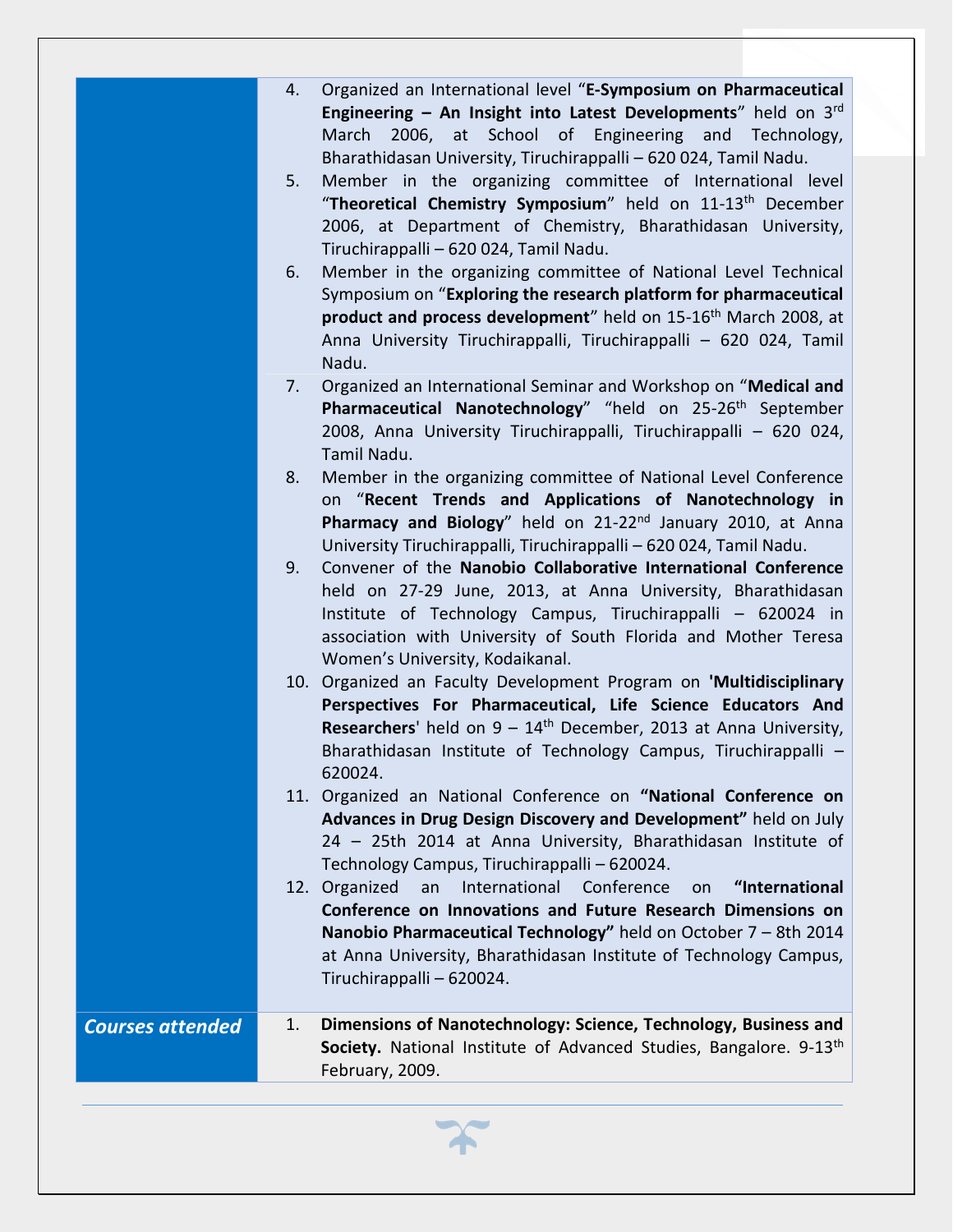4. Organized an International level "**E-Symposium on Pharmaceutical Engineering – An Insight into Latest Developments**" held on 3rd March 2006, at School of Engineering and Technology, Bharathidasan University, Tiruchirappalli – 620 024, Tamil Nadu.
5. Member in the organizing committee of International level "**Theoretical Chemistry Symposium**" held on 11-13th December 2006, at Department of Chemistry, Bharathidasan University, Tiruchirappalli – 620 024, Tamil Nadu.
6. Member in the organizing committee of National Level Technical Symposium on "**Exploring the research platform for pharmaceutical product and process development**" held on 15-16th March 2008, at Anna University Tiruchirappalli, Tiruchirappalli – 620 024, Tamil Nadu.
7. Organized an International Seminar and Workshop on "**Medical and Pharmaceutical Nanotechnology**" "held on 25-26th September 2008, Anna University Tiruchirappalli, Tiruchirappalli – 620 024, Tamil Nadu.
8. Member in the organizing committee of National Level Conference on "**Recent Trends and Applications of Nanotechnology in Pharmacy and Biology**" held on 21-22nd January 2010, at Anna University Tiruchirappalli, Tiruchirappalli – 620 024, Tamil Nadu.
9. Convener of the **Nanobio Collaborative International Conference** held on 27-29 June, 2013, at Anna University, Bharathidasan Institute of Technology Campus, Tiruchirappalli – 620024 in association with University of South Florida and Mother Teresa Women's University, Kodaikanal.
10. Organized an Faculty Development Program on **'Multidisciplinary Perspectives For Pharmaceutical, Life Science Educators And Researchers'** held on 9 – 14th December, 2013 at Anna University, Bharathidasan Institute of Technology Campus, Tiruchirappalli – 620024.
11. Organized an National Conference on **"National Conference on Advances in Drug Design Discovery and Development"** held on July 24 – 25th 2014 at Anna University, Bharathidasan Institute of Technology Campus, Tiruchirappalli – 620024.
12. Organized an International Conference on **"International Conference on Innovations and Future Research Dimensions on Nanobio Pharmaceutical Technology"** held on October 7 – 8th 2014 at Anna University, Bharathidasan Institute of Technology Campus, Tiruchirappalli – 620024.

***Courses attended***

1. **Dimensions of Nanotechnology: Science, Technology, Business and Society.** National Institute of Advanced Studies, Bangalore. 9-13th February, 2009.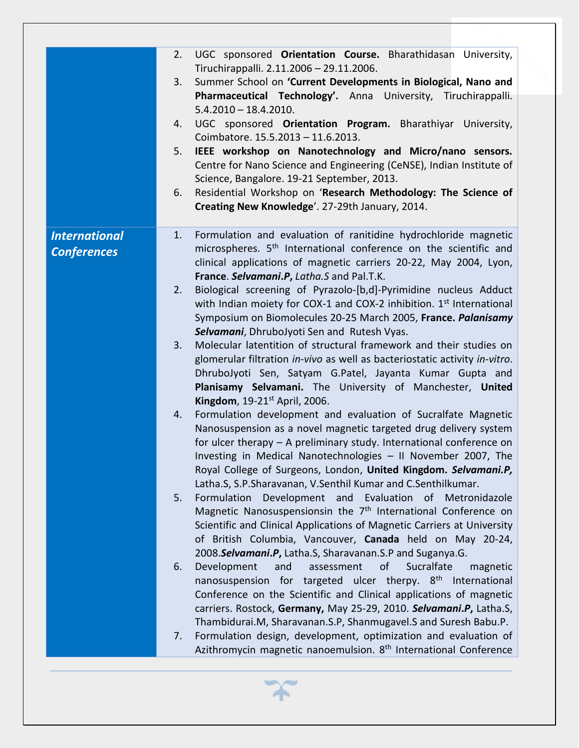2. UGC sponsored **Orientation Course.** Bharathidasan University, Tiruchirappalli. 2.11.2006 – 29.11.2006.
3. Summer School on **'Current Developments in Biological, Nano and Pharmaceutical Technology'.** Anna University, Tiruchirappalli. 5.4.2010 – 18.4.2010.
4. UGC sponsored **Orientation Program.** Bharathiyar University, Coimbatore. 15.5.2013 – 11.6.2013.
5. **IEEE workshop on Nanotechnology and Micro/nano sensors.** Centre for Nano Science and Engineering (CeNSE), Indian Institute of Science, Bangalore. 19-21 September, 2013.
6. Residential Workshop on '**Research Methodology: The Science of Creating New Knowledge**'. 27-29th January, 2014.

### *International Conferences*

1. Formulation and evaluation of ranitidine hydrochloride magnetic microspheres. 5th International conference on the scientific and clinical applications of magnetic carriers 20-22, May 2004, Lyon, **France**. ***Selvamani.P**, Latha.S* and Pal.T.K.
2. Biological screening of Pyrazolo-[b,d]-Pyrimidine nucleus Adduct with Indian moiety for COX-1 and COX-2 inhibition. 1st International Symposium on Biomolecules 20-25 March 2005, **France. *Palanisamy Selvamani***, DhruboJyoti Sen and Rutesh Vyas.
3. Molecular latentition of structural framework and their studies on glomerular filtration *in-vivo* as well as bacteriostatic activity *in-vitro*. DhruboJyoti Sen, Satyam G.Patel, Jayanta Kumar Gupta and **Planisamy Selvamani.** The University of Manchester, **United Kingdom**, 19-21st April, 2006.
4. Formulation development and evaluation of Sucralfate Magnetic Nanosuspension as a novel magnetic targeted drug delivery system for ulcer therapy – A preliminary study. International conference on Investing in Medical Nanotechnologies – II November 2007, The Royal College of Surgeons, London, **United Kingdom. *Selvamani.P,*** Latha.S, S.P.Sharavanan, V.Senthil Kumar and C.Senthilkumar.
5. Formulation Development and Evaluation of Metronidazole Magnetic Nanosuspensionsin the 7th International Conference on Scientific and Clinical Applications of Magnetic Carriers at University of British Columbia, Vancouver, **Canada** held on May 20-24, 2008.***Selvamani.P,*** Latha.S, Sharavanan.S.P and Suganya.G.
6. Development and assessment of Sucralfate magnetic nanosuspension for targeted ulcer therpy. 8th International Conference on the Scientific and Clinical applications of magnetic carriers. Rostock, **Germany,** May 25-29, 2010. ***Selvamani.P,*** Latha.S, Thambidurai.M, Sharavanan.S.P, Shanmugavel.S and Suresh Babu.P.
7. Formulation design, development, optimization and evaluation of Azithromycin magnetic nanoemulsion. 8th International Conference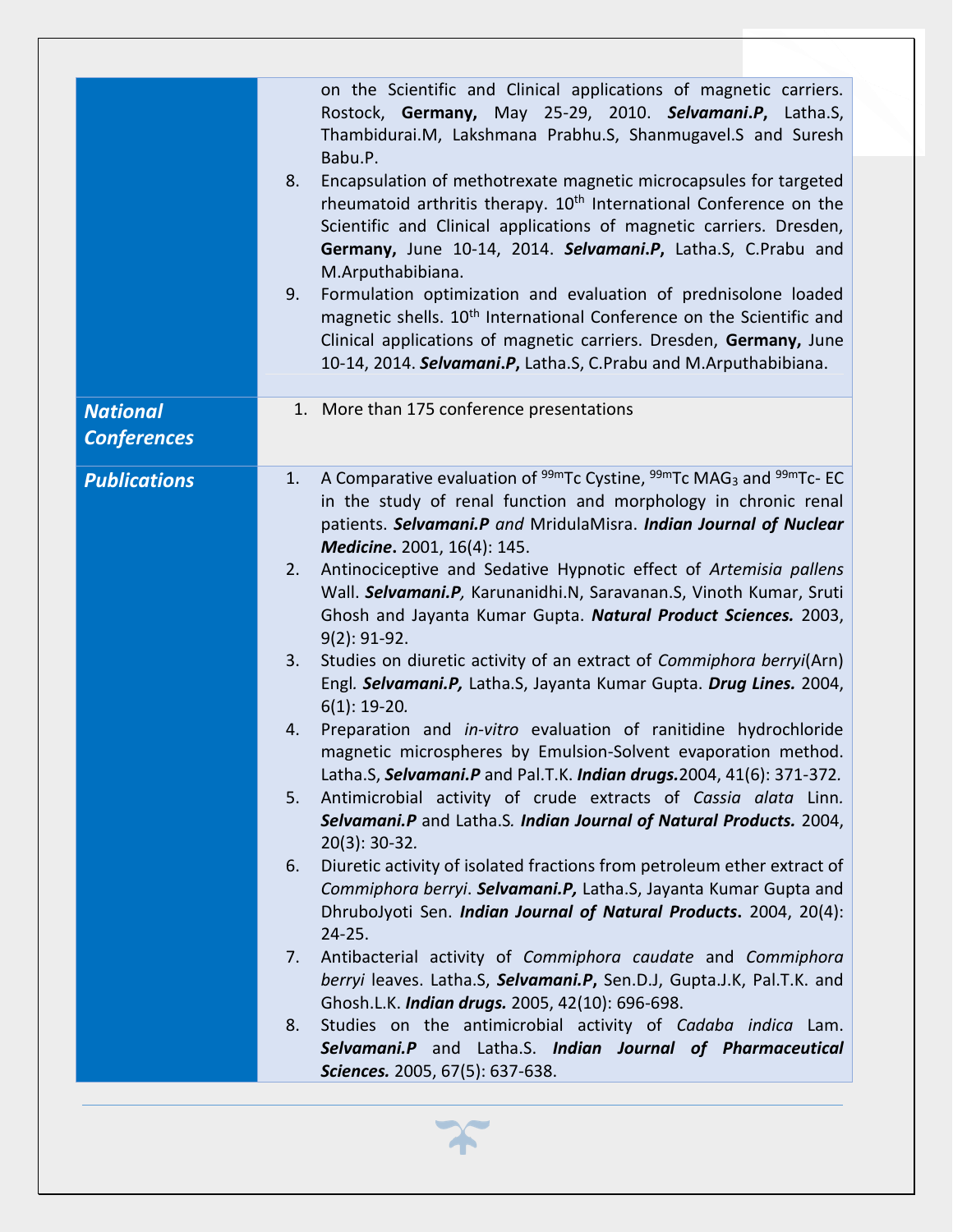| | |
|---|---|
| | on the Scientific and Clinical applications of magnetic carriers. Rostock, **Germany,** May 25-29, 2010. ***Selvamani.P*****,** Latha.S, Thambidurai.M, Lakshmana Prabhu.S, Shanmugavel.S and Suresh Babu.P.<br>8. Encapsulation of methotrexate magnetic microcapsules for targeted rheumatoid arthritis therapy. 10th International Conference on the Scientific and Clinical applications of magnetic carriers. Dresden, **Germany,** June 10-14, 2014. ***Selvamani.P*****,** Latha.S, C.Prabu and M.Arputhabibiana.<br>9. Formulation optimization and evaluation of prednisolone loaded magnetic shells. 10th International Conference on the Scientific and Clinical applications of magnetic carriers. Dresden, **Germany,** June 10-14, 2014. ***Selvamani.P*****,** Latha.S, C.Prabu and M.Arputhabibiana. |
| ***National Conferences*** | 1. More than 175 conference presentations |
| ***Publications*** | 1. A Comparative evaluation of $^{99m}$Tc Cystine, $^{99m}$Tc $MAG_3$ and $^{99m}$Tc- EC in the study of renal function and morphology in chronic renal patients. ***Selvamani.P*** *and* MridulaMisra. ***Indian Journal of Nuclear Medicine*****.** 2001, 16(4): 145.<br>2. Antinociceptive and Sedative Hypnotic effect of *Artemisia pallens* Wall. ***Selvamani.P,*** Karunanidhi.N, Saravanan.S, Vinoth Kumar, Sruti Ghosh and Jayanta Kumar Gupta. ***Natural Product Sciences.*** 2003, 9(2): 91-92.<br>3. Studies on diuretic activity of an extract of *Commiphora berryi*(Arn) Engl*.* ***Selvamani.P,*** Latha.S, Jayanta Kumar Gupta. ***Drug Lines.*** 2004, 6(1): 19-20*.*<br>4. Preparation and *in-vitro* evaluation of ranitidine hydrochloride magnetic microspheres by Emulsion-Solvent evaporation method. Latha.S, ***Selvamani.P*** and Pal.T.K. ***Indian drugs.***2004, 41(6): 371-372*.*<br>5. Antimicrobial activity of crude extracts of *Cassia alata* Linn*.* ***Selvamani.P*** and Latha.S*.* ***Indian Journal of Natural Products.*** 2004, 20(3): 30-32*.*<br>6. Diuretic activity of isolated fractions from petroleum ether extract of *Commiphora berryi*. ***Selvamani.P,*** Latha.S, Jayanta Kumar Gupta and DhruboJyoti Sen. ***Indian Journal of Natural Products*****.** 2004, 20(4): 24-25.<br>7. Antibacterial activity of *Commiphora caudate* and *Commiphora berryi* leaves. Latha.S, ***Selvamani.P*****,** Sen.D.J, Gupta.J.K, Pal.T.K. and Ghosh.L.K. ***Indian drugs.*** 2005, 42(10): 696-698.<br>8. Studies on the antimicrobial activity of *Cadaba indica* Lam. ***Selvamani.P*** and Latha.S. ***Indian Journal of Pharmaceutical Sciences.*** 2005, 67(5): 637-638. |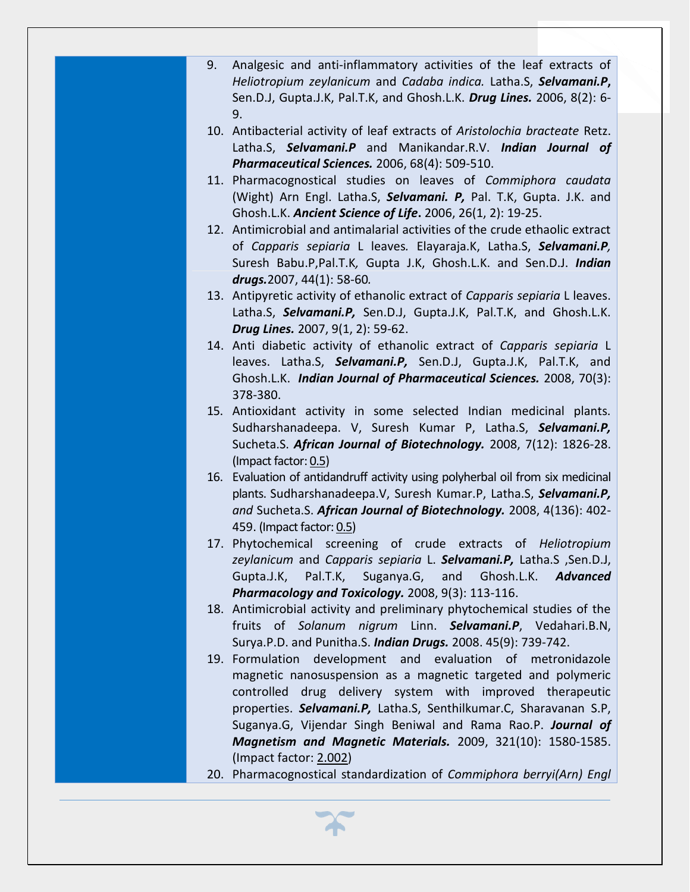9. Analgesic and anti-inflammatory activities of the leaf extracts of *Heliotropium zeylanicum* and *Cadaba indica.* Latha.S, ***Selvamani.P,*** Sen.D.J, Gupta.J.K, Pal.T.K, and Ghosh.L.K. ***Drug Lines.*** 2006, 8(2): 6-9.
10. Antibacterial activity of leaf extracts of *Aristolochia bracteate* Retz. Latha.S, ***Selvamani.P*** and Manikandar.R.V. ***Indian Journal of Pharmaceutical Sciences.*** 2006, 68(4): 509-510.
11. Pharmacognostical studies on leaves of *Commiphora caudata* (Wight) Arn Engl. Latha.S, ***Selvamani. P,*** Pal. T.K, Gupta. J.K. and Ghosh.L.K. ***Ancient Science of Life*****.** 2006, 26(1, 2): 19-25.
12. Antimicrobial and antimalarial activities of the crude ethaolic extract of *Capparis sepiaria* L leaves*.* Elayaraja.K, Latha.S, ***Selvamani.P,*** Suresh Babu.P,Pal.T.K*,* Gupta J.K, Ghosh.L.K. and Sen.D.J. ***Indian drugs.***2007, 44(1): 58-60*.*
13. Antipyretic activity of ethanolic extract of *Capparis sepiaria* L leaves. Latha.S, ***Selvamani.P,*** Sen.D.J, Gupta.J.K, Pal.T.K, and Ghosh.L.K. ***Drug Lines.*** 2007, 9(1, 2): 59-62.
14. Anti diabetic activity of ethanolic extract of *Capparis sepiaria* L leaves. Latha.S, ***Selvamani.P,*** Sen.D.J, Gupta.J.K, Pal.T.K, and Ghosh.L.K. ***Indian Journal of Pharmaceutical Sciences.*** 2008, 70(3): 378-380.
15. Antioxidant activity in some selected Indian medicinal plants. Sudharshanadeepa. V, Suresh Kumar P, Latha.S, ***Selvamani.P,*** Sucheta.S. ***African Journal of Biotechnology.*** 2008, 7(12): 1826-28. (Impact factor: 0.5)
16. Evaluation of antidandruff activity using polyherbal oil from six medicinal plants. Sudharshanadeepa.V, Suresh Kumar.P, Latha.S, ***Selvamani.P,*** *and* Sucheta.S. ***African Journal of Biotechnology.*** 2008, 4(136): 402-459. (Impact factor: 0.5)
17. Phytochemical screening of crude extracts of *Heliotropium zeylanicum* and *Capparis sepiaria* L. ***Selvamani.P,*** Latha.S ,Sen.D.J, Gupta.J.K, Pal.T.K, Suganya.G, and Ghosh.L.K. ***Advanced Pharmacology and Toxicology.*** 2008, 9(3): 113-116.
18. Antimicrobial activity and preliminary phytochemical studies of the fruits of *Solanum nigrum* Linn. ***Selvamani.P***, Vedahari.B.N, Surya.P.D. and Punitha.S. ***Indian Drugs.*** 2008. 45(9): 739-742.
19. Formulation development and evaluation of metronidazole magnetic nanosuspension as a magnetic targeted and polymeric controlled drug delivery system with improved therapeutic properties. ***Selvamani.P,*** Latha.S, Senthilkumar.C, Sharavanan S.P, Suganya.G, Vijendar Singh Beniwal and Rama Rao.P. ***Journal of Magnetism and Magnetic Materials.*** 2009, 321(10): 1580-1585. (Impact factor: 2.002)
20. Pharmacognostical standardization of *Commiphora berryi(Arn) Engl*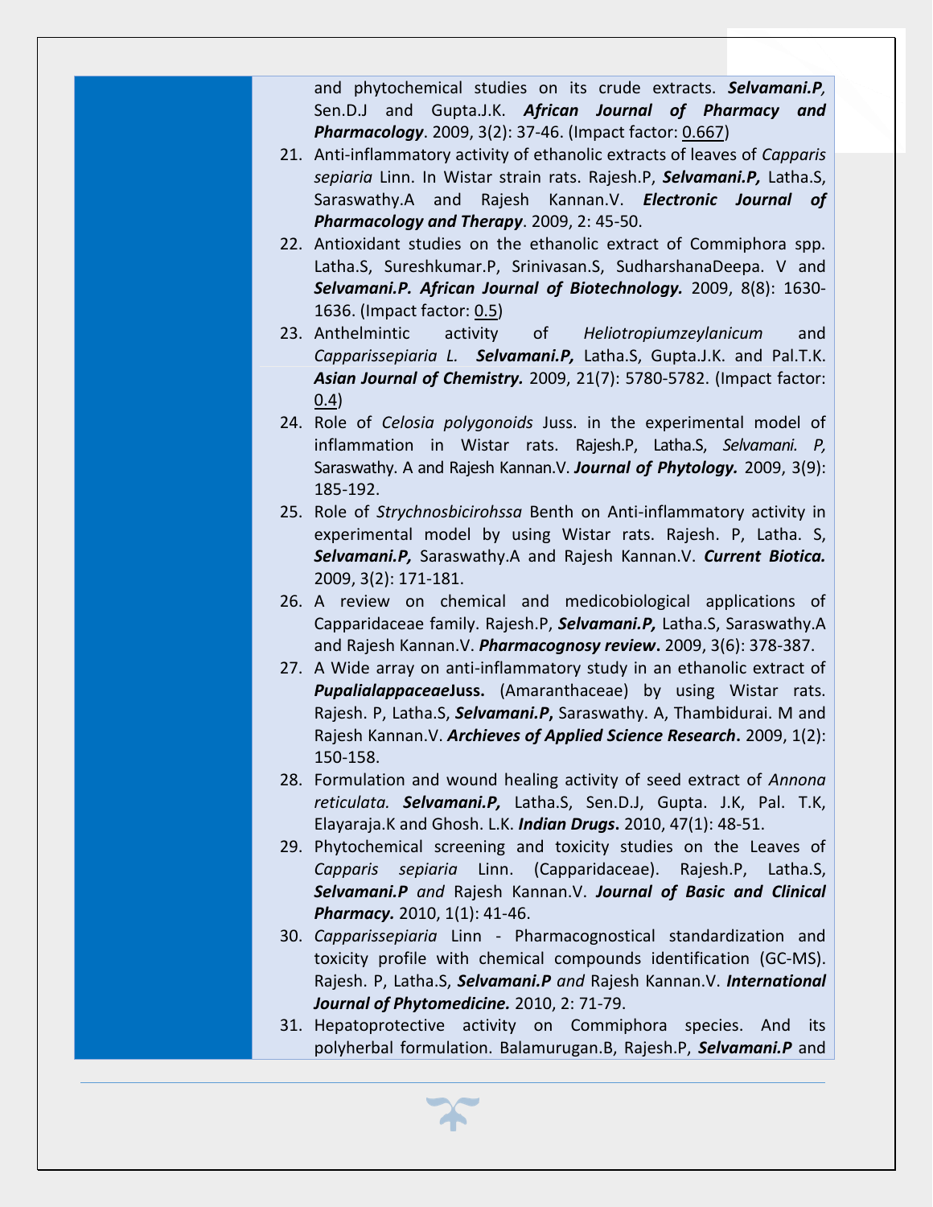and phytochemical studies on its crude extracts. ***Selvamani.P,*** Sen.D.J and Gupta.J.K. ***African Journal of Pharmacy and Pharmacology***. 2009, 3(2): 37-46. (Impact factor: 0.667)

21. Anti-inflammatory activity of ethanolic extracts of leaves of *Capparis sepiaria* Linn. In Wistar strain rats. Rajesh.P, ***Selvamani.P,*** Latha.S, Saraswathy.A and Rajesh Kannan.V. ***Electronic Journal of Pharmacology and Therapy***. 2009, 2: 45-50.
22. Antioxidant studies on the ethanolic extract of Commiphora spp. Latha.S, Sureshkumar.P, Srinivasan.S, SudharshanaDeepa. V and ***Selvamani.P. African Journal of Biotechnology.*** 2009, 8(8): 1630-1636. (Impact factor: 0.5)
23. Anthelmintic activity of *Heliotropiumzeylanicum* and *Capparissepiaria L.* ***Selvamani.P,*** Latha.S, Gupta.J.K. and Pal.T.K. ***Asian Journal of Chemistry.*** 2009, 21(7): 5780-5782. (Impact factor: 0.4)
24. Role of *Celosia polygonoids* Juss. in the experimental model of inflammation in Wistar rats. Rajesh.P, Latha.S, *Selvamani. P,* Saraswathy. A and Rajesh Kannan.V. ***Journal of Phytology.*** 2009, 3(9): 185-192.
25. Role of *Strychnosbicirohssa* Benth on Anti-inflammatory activity in experimental model by using Wistar rats. Rajesh. P, Latha. S, ***Selvamani.P,*** Saraswathy.A and Rajesh Kannan.V. ***Current Biotica.*** 2009, 3(2): 171-181.
26. A review on chemical and medicobiological applications of Capparidaceae family. Rajesh.P, ***Selvamani.P,*** Latha.S, Saraswathy.A and Rajesh Kannan.V. ***Pharmacognosy review***. 2009, 3(6): 378-387.
27. A Wide array on anti-inflammatory study in an ethanolic extract of ***PupalialappaceaeJ*uss.** (Amaranthaceae) by using Wistar rats. Rajesh. P, Latha.S, ***Selvamani.P***, Saraswathy. A, Thambidurai. M and Rajesh Kannan.V. ***Archieves of Applied Science Research***. 2009, 1(2): 150-158.
28. Formulation and wound healing activity of seed extract of *Annona reticulata.* ***Selvamani.P,*** Latha.S, Sen.D.J, Gupta. J.K, Pal. T.K, Elayaraja.K and Ghosh. L.K. ***Indian Drugs***. 2010, 47(1): 48-51.
29. Phytochemical screening and toxicity studies on the Leaves of *Capparis sepiaria* Linn. (Capparidaceae). Rajesh.P, Latha.S, ***Selvamani.P*** *and* Rajesh Kannan.V. ***Journal of Basic and Clinical Pharmacy.*** 2010, 1(1): 41-46.
30. *Capparissepiaria* Linn - Pharmacognostical standardization and toxicity profile with chemical compounds identification (GC-MS). Rajesh. P, Latha.S, ***Selvamani.P*** *and* Rajesh Kannan.V. ***International Journal of Phytomedicine.*** 2010, 2: 71-79.
31. Hepatoprotective activity on Commiphora species. And its polyherbal formulation. Balamurugan.B, Rajesh.P, ***Selvamani.P*** and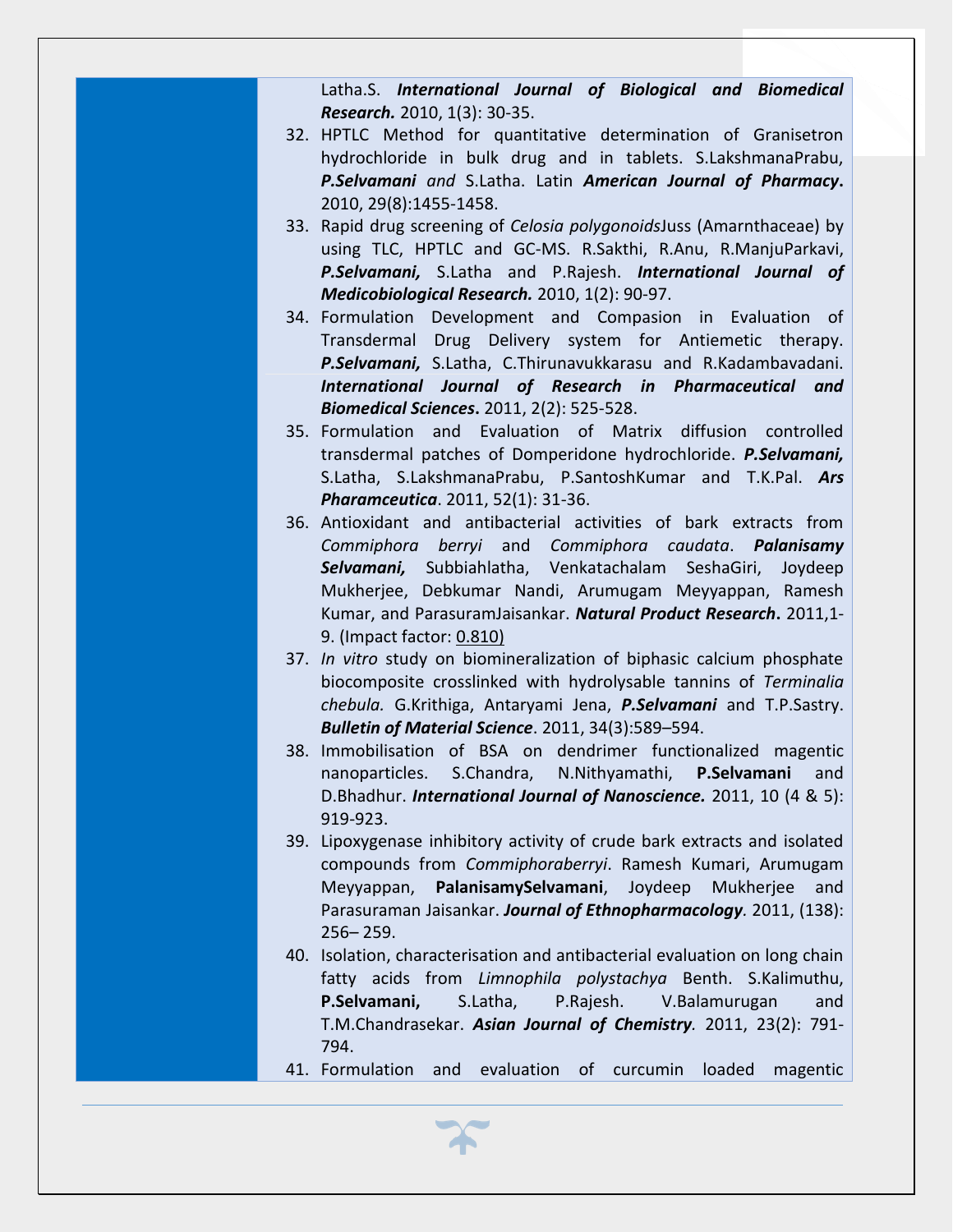Latha.S. ***International Journal of Biological and Biomedical Research.*** 2010, 1(3): 30-35.

32. HPTLC Method for quantitative determination of Granisetron hydrochloride in bulk drug and in tablets. S.LakshmanaPrabu, ***P.Selvamani*** *and* S.Latha. Latin ***American Journal of Pharmacy*****.** 2010, 29(8):1455-1458.
33. Rapid drug screening of *Celosia polygonoids*Juss (Amarnthaceae) by using TLC, HPTLC and GC-MS. R.Sakthi, R.Anu, R.ManjuParkavi, ***P.Selvamani,*** S.Latha and P.Rajesh. ***International Journal of Medicobiological Research.*** 2010, 1(2): 90-97.
34. Formulation Development and Compasion in Evaluation of Transdermal Drug Delivery system for Antiemetic therapy. ***P.Selvamani,*** S.Latha, C.Thirunavukkarasu and R.Kadambavadani. ***International Journal of Research in Pharmaceutical and Biomedical Sciences*****.** 2011, 2(2): 525-528.
35. Formulation and Evaluation of Matrix diffusion controlled transdermal patches of Domperidone hydrochloride. ***P.Selvamani,*** S.Latha, S.LakshmanaPrabu, P.SantoshKumar and T.K.Pal. ***Ars Pharamceutica***. 2011, 52(1): 31-36.
36. Antioxidant and antibacterial activities of bark extracts from *Commiphora berryi* and *Commiphora caudata*. ***Palanisamy Selvamani,*** Subbiahlatha, Venkatachalam SeshaGiri, Joydeep Mukherjee, Debkumar Nandi, Arumugam Meyyappan, Ramesh Kumar, and ParasuramJaisankar. ***Natural Product Research*****.** 2011,1-9. (Impact factor: 0.810)
37. *In vitro* study on biomineralization of biphasic calcium phosphate biocomposite crosslinked with hydrolysable tannins of *Terminalia chebula.* G.Krithiga, Antaryami Jena, ***P.Selvamani*** and T.P.Sastry. ***Bulletin of Material Science***. 2011, 34(3):589–594.
38. Immobilisation of BSA on dendrimer functionalized magentic nanoparticles. S.Chandra, N.Nithyamathi, **P.Selvamani** and D.Bhadhur. ***International Journal of Nanoscience.*** 2011, 10 (4 & 5): 919-923.
39. Lipoxygenase inhibitory activity of crude bark extracts and isolated compounds from *Commiphoraberryi*. Ramesh Kumari, Arumugam Meyyappan, **PalanisamySelvamani**, Joydeep Mukherjee and Parasuraman Jaisankar. ***Journal of Ethnopharmacology****.* 2011, (138): 256– 259.
40. Isolation, characterisation and antibacterial evaluation on long chain fatty acids from *Limnophila polystachya* Benth. S.Kalimuthu, **P.Selvamani,** S.Latha, P.Rajesh. V.Balamurugan and T.M.Chandrasekar. ***Asian Journal of Chemistry****.* 2011, 23(2): 791-794.
41. Formulation and evaluation of curcumin loaded magentic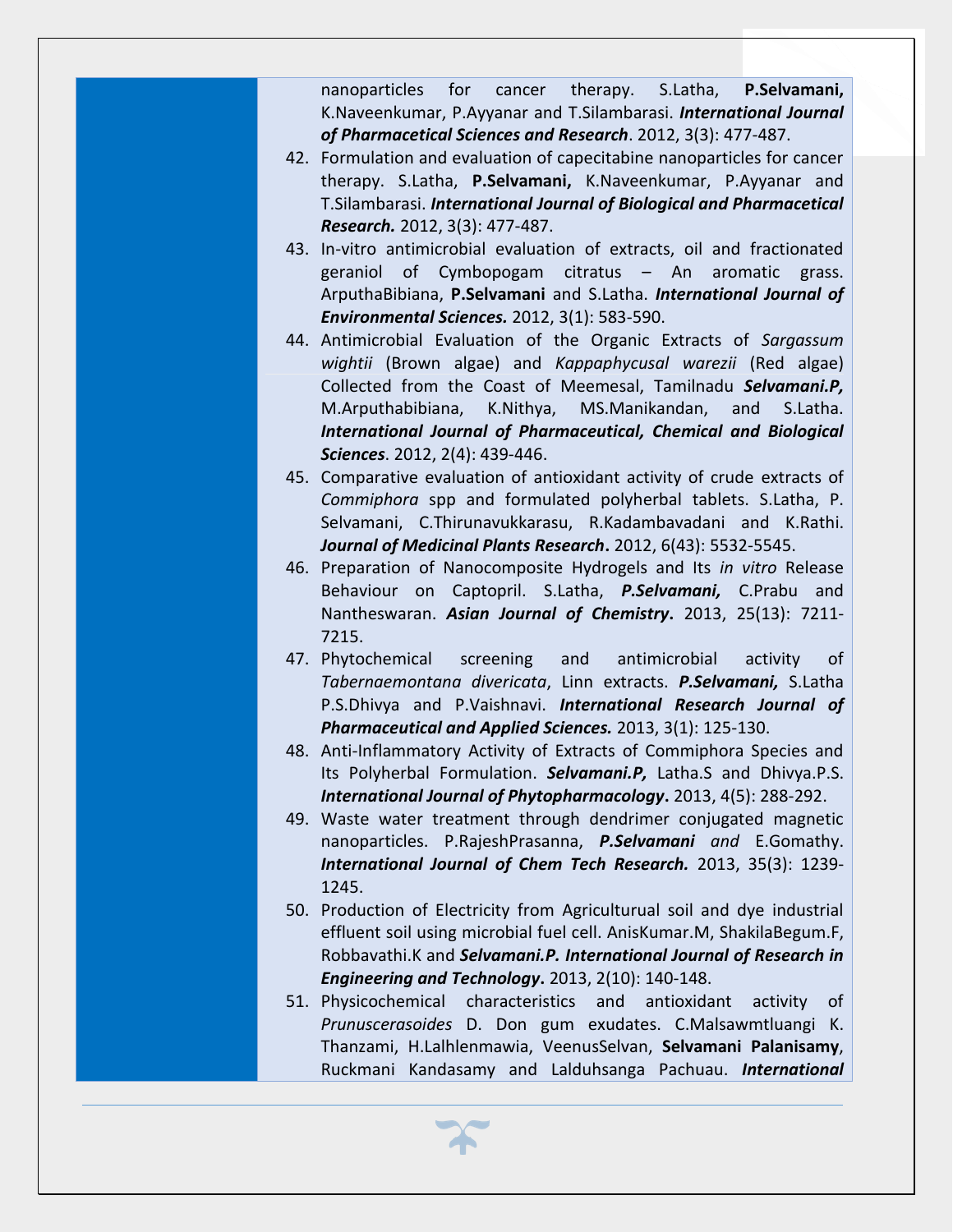nanoparticles for cancer therapy. S.Latha, **P.Selvamani,** K.Naveenkumar, P.Ayyanar and T.Silambarasi. ***International Journal of Pharmacetical Sciences and Research***. 2012, 3(3): 477-487.

42. Formulation and evaluation of capecitabine nanoparticles for cancer therapy. S.Latha, **P.Selvamani,** K.Naveenkumar, P.Ayyanar and T.Silambarasi. ***International Journal of Biological and Pharmacetical Research.*** 2012, 3(3): 477-487.
43. In-vitro antimicrobial evaluation of extracts, oil and fractionated geraniol of Cymbopogam citratus – An aromatic grass. ArputhaBibiana, **P.Selvamani** and S.Latha. ***International Journal of Environmental Sciences.*** 2012, 3(1): 583-590.
44. Antimicrobial Evaluation of the Organic Extracts of *Sargassum wightii* (Brown algae) and *Kappaphycusal warezii* (Red algae) Collected from the Coast of Meemesal, Tamilnadu ***Selvamani.P,*** M.Arputhabibiana, K.Nithya, MS.Manikandan, and S.Latha. ***International Journal of Pharmaceutical, Chemical and Biological Sciences***. 2012, 2(4): 439-446.
45. Comparative evaluation of antioxidant activity of crude extracts of *Commiphora* spp and formulated polyherbal tablets. S.Latha, P. Selvamani, C.Thirunavukkarasu, R.Kadambavadani and K.Rathi. ***Journal of Medicinal Plants Research*.** 2012, 6(43): 5532-5545.
46. Preparation of Nanocomposite Hydrogels and Its *in vitro* Release Behaviour on Captopril. S.Latha, ***P.Selvamani,*** C.Prabu and Nantheswaran. ***Asian Journal of Chemistry*.** 2013, 25(13): 7211-7215.
47. Phytochemical screening and antimicrobial activity of *Tabernaemontana divericata*, Linn extracts. ***P.Selvamani,*** S.Latha P.S.Dhivya and P.Vaishnavi. ***International Research Journal of Pharmaceutical and Applied Sciences.*** 2013, 3(1): 125-130.
48. Anti-Inflammatory Activity of Extracts of Commiphora Species and Its Polyherbal Formulation. ***Selvamani.P,*** Latha.S and Dhivya.P.S. ***International Journal of Phytopharmacology*.** 2013, 4(5): 288-292.
49. Waste water treatment through dendrimer conjugated magnetic nanoparticles. P.RajeshPrasanna, ***P.Selvamani*** *and* E.Gomathy. ***International Journal of Chem Tech Research.*** 2013, 35(3): 1239-1245.
50. Production of Electricity from Agriculturual soil and dye industrial effluent soil using microbial fuel cell. AnisKumar.M, ShakilaBegum.F, Robbavathi.K and ***Selvamani.P. International Journal of Research in Engineering and Technology*.** 2013, 2(10): 140-148.
51. Physicochemical characteristics and antioxidant activity of *Prunuscerasoides* D. Don gum exudates. C.Malsawmtluangi K. Thanzami, H.Lalhlenmawia, VeenusSelvan, **Selvamani Palanisamy**, Ruckmani Kandasamy and Lalduhsanga Pachuau. ***International***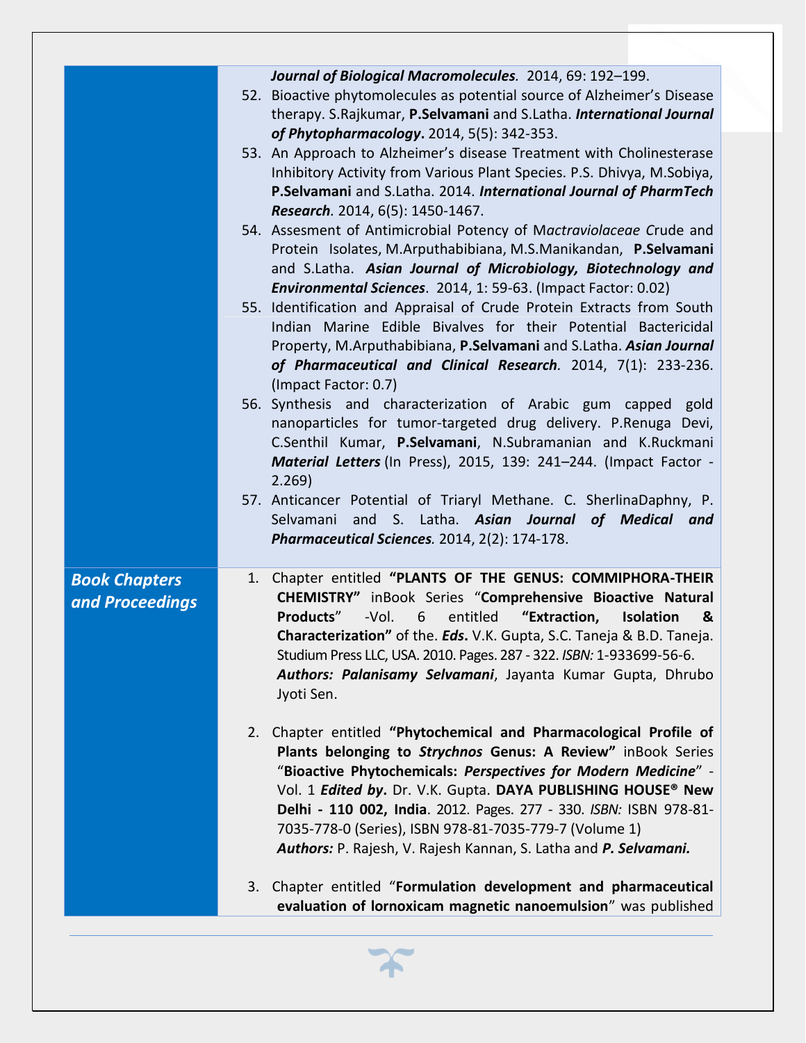*Journal of Biological Macromolecules*. 2014, 69: 192–199.

52. Bioactive phytomolecules as potential source of Alzheimer's Disease therapy. S.Rajkumar, **P.Selvamani** and S.Latha. ***International Journal of Phytopharmacology***. 2014, 5(5): 342-353.
53. An Approach to Alzheimer's disease Treatment with Cholinesterase Inhibitory Activity from Various Plant Species. P.S. Dhivya, M.Sobiya, **P.Selvamani** and S.Latha. 2014. ***International Journal of PharmTech Research***. 2014, 6(5): 1450-1467.
54. Assesment of Antimicrobial Potency of M*actraviolaceae C*rude and Protein Isolates, M.Arputhabibiana, M.S.Manikandan, **P.Selvamani** and S.Latha. ***Asian Journal of Microbiology, Biotechnology and Environmental Sciences***. 2014, 1: 59-63. (Impact Factor: 0.02)
55. Identification and Appraisal of Crude Protein Extracts from South Indian Marine Edible Bivalves for their Potential Bactericidal Property, M.Arputhabibiana, **P.Selvamani** and S.Latha. ***Asian Journal of Pharmaceutical and Clinical Research***. 2014, 7(1): 233-236. (Impact Factor: 0.7)
56. Synthesis and characterization of Arabic gum capped gold nanoparticles for tumor-targeted drug delivery. P.Renuga Devi, C.Senthil Kumar, **P.Selvamani**, N.Subramanian and K.Ruckmani ***Material Letters*** (In Press), 2015, 139: 241–244. (Impact Factor - 2.269)
57. Anticancer Potential of Triaryl Methane. C. SherlinaDaphny, P. Selvamani and S. Latha. ***Asian Journal of Medical and Pharmaceutical Sciences***. 2014, 2(2): 174-178.

***Book Chapters and Proceedings***

1. Chapter entitled **"PLANTS OF THE GENUS: COMMIPHORA-THEIR CHEMISTRY"** inBook Series "**Comprehensive Bioactive Natural Products**" -Vol. 6 entitled **"Extraction, Isolation & Characterization"** of the. ***Eds***. V.K. Gupta, S.C. Taneja & B.D. Taneja. Studium Press LLC, USA. 2010. Pages. 287 - 322. *ISBN:* 1-933699-56-6.
   ***Authors: Palanisamy Selvamani***, Jayanta Kumar Gupta, Dhrubo Jyoti Sen.

2. Chapter entitled **"Phytochemical and Pharmacological Profile of Plants belonging to *Strychnos* Genus: A Review"** inBook Series "**Bioactive Phytochemicals: *Perspectives for Modern Medicine***" - Vol. 1 ***Edited by***. Dr. V.K. Gupta. **DAYA PUBLISHING HOUSE® New Delhi - 110 002, India**. 2012. Pages. 277 - 330. *ISBN:* ISBN 978-81-7035-778-0 (Series), ISBN 978-81-7035-779-7 (Volume 1)
   ***Authors:*** P. Rajesh, V. Rajesh Kannan, S. Latha and ***P. Selvamani.***

3. Chapter entitled "**Formulation development and pharmaceutical evaluation of lornoxicam magnetic nanoemulsion**" was published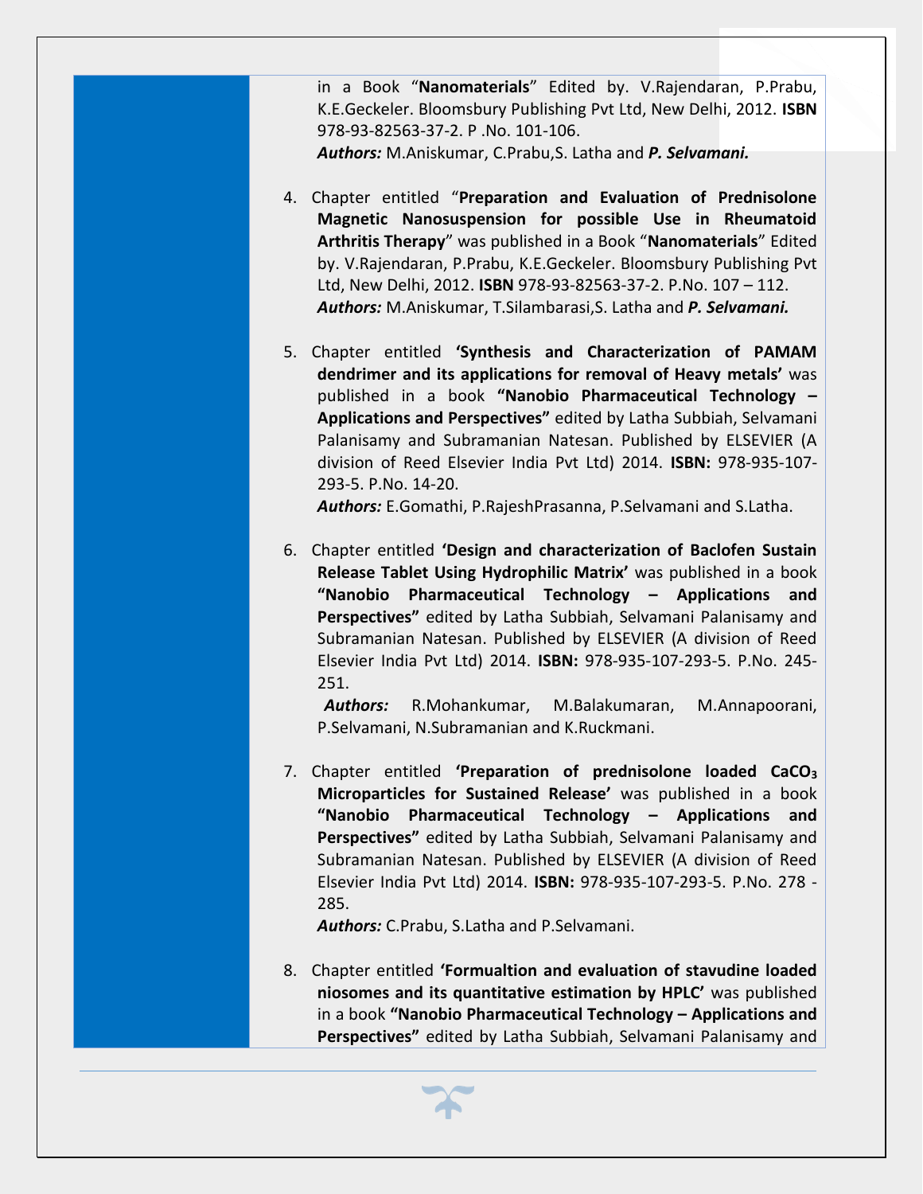in a Book "**Nanomaterials**" Edited by. V.Rajendaran, P.Prabu, K.E.Geckeler. Bloomsbury Publishing Pvt Ltd, New Delhi, 2012. **ISBN** 978-93-82563-37-2. P .No. 101-106.
***Authors:*** M.Aniskumar, C.Prabu,S. Latha and ***P. Selvamani.***

4. Chapter entitled "**Preparation and Evaluation of Prednisolone Magnetic Nanosuspension for possible Use in Rheumatoid Arthritis Therapy**" was published in a Book "**Nanomaterials**" Edited by. V.Rajendaran, P.Prabu, K.E.Geckeler. Bloomsbury Publishing Pvt Ltd, New Delhi, 2012. **ISBN** 978-93-82563-37-2. P.No. 107 – 112.
   ***Authors:*** M.Aniskumar, T.Silambarasi,S. Latha and ***P. Selvamani.***

5. Chapter entitled **'Synthesis and Characterization of PAMAM dendrimer and its applications for removal of Heavy metals'** was published in a book **"Nanobio Pharmaceutical Technology – Applications and Perspectives"** edited by Latha Subbiah, Selvamani Palanisamy and Subramanian Natesan. Published by ELSEVIER (A division of Reed Elsevier India Pvt Ltd) 2014. **ISBN:** 978-935-107-293-5. P.No. 14-20.
   ***Authors:*** E.Gomathi, P.RajeshPrasanna, P.Selvamani and S.Latha.

6. Chapter entitled **'Design and characterization of Baclofen Sustain Release Tablet Using Hydrophilic Matrix'** was published in a book **"Nanobio Pharmaceutical Technology – Applications and Perspectives"** edited by Latha Subbiah, Selvamani Palanisamy and Subramanian Natesan. Published by ELSEVIER (A division of Reed Elsevier India Pvt Ltd) 2014. **ISBN:** 978-935-107-293-5. P.No. 245-251.
   ***Authors:*** R.Mohankumar, M.Balakumaran, M.Annapoorani, P.Selvamani, N.Subramanian and K.Ruckmani.

7. Chapter entitled **'Preparation of prednisolone loaded $CaCO_3$ Microparticles for Sustained Release'** was published in a book **"Nanobio Pharmaceutical Technology – Applications and Perspectives"** edited by Latha Subbiah, Selvamani Palanisamy and Subramanian Natesan. Published by ELSEVIER (A division of Reed Elsevier India Pvt Ltd) 2014. **ISBN:** 978-935-107-293-5. P.No. 278 - 285.
   ***Authors:*** C.Prabu, S.Latha and P.Selvamani.

8. Chapter entitled **'Formualtion and evaluation of stavudine loaded niosomes and its quantitative estimation by HPLC'** was published in a book **"Nanobio Pharmaceutical Technology – Applications and Perspectives"** edited by Latha Subbiah, Selvamani Palanisamy and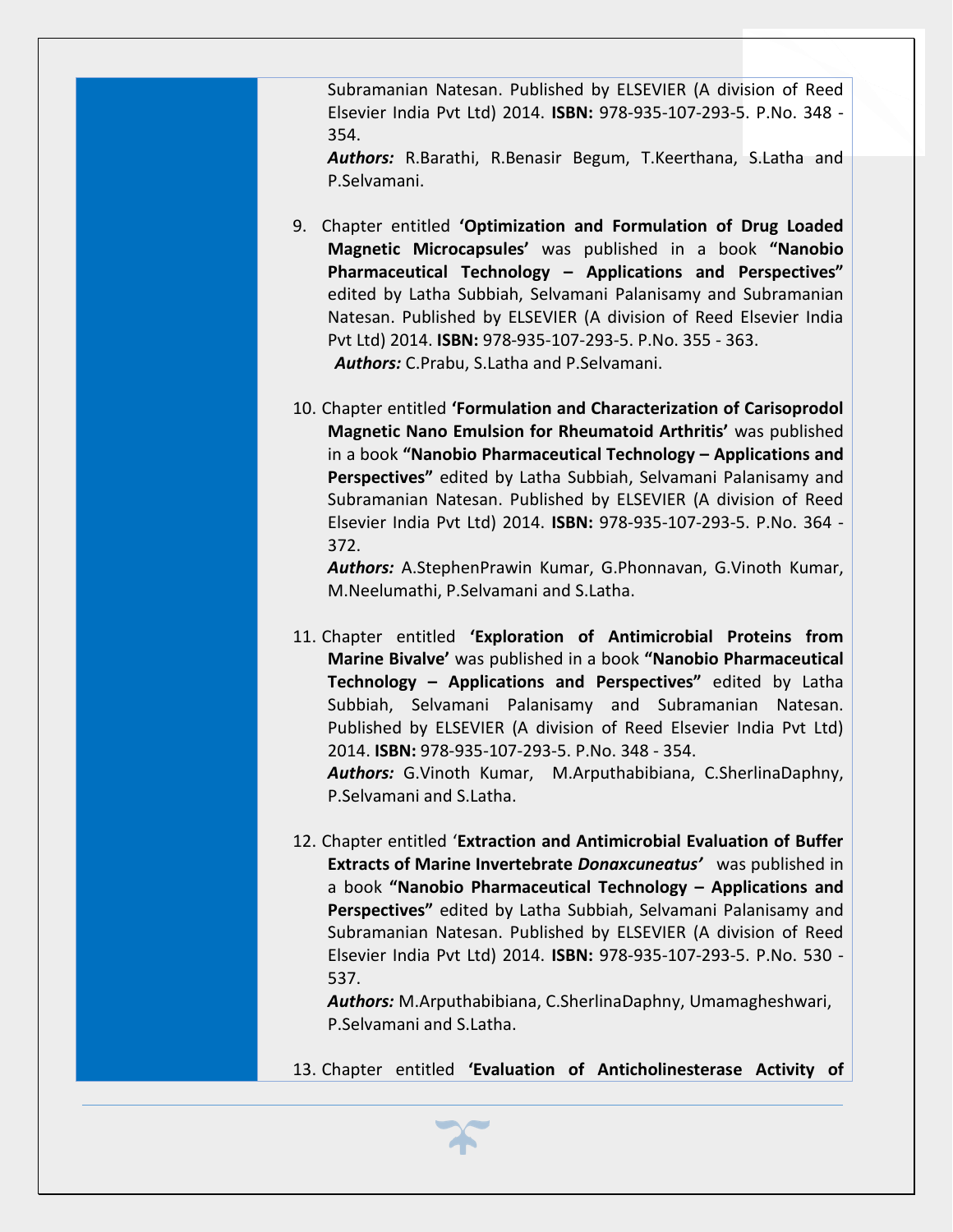Subramanian Natesan. Published by ELSEVIER (A division of Reed Elsevier India Pvt Ltd) 2014. **ISBN:** 978-935-107-293-5. P.No. 348 - 354.
***Authors:*** R.Barathi, R.Benasir Begum, T.Keerthana, S.Latha and P.Selvamani.

9. Chapter entitled **'Optimization and Formulation of Drug Loaded Magnetic Microcapsules'** was published in a book **"Nanobio Pharmaceutical Technology – Applications and Perspectives"** edited by Latha Subbiah, Selvamani Palanisamy and Subramanian Natesan. Published by ELSEVIER (A division of Reed Elsevier India Pvt Ltd) 2014. **ISBN:** 978-935-107-293-5. P.No. 355 - 363.
***Authors:*** C.Prabu, S.Latha and P.Selvamani.

10. Chapter entitled **'Formulation and Characterization of Carisoprodol Magnetic Nano Emulsion for Rheumatoid Arthritis'** was published in a book **"Nanobio Pharmaceutical Technology – Applications and Perspectives"** edited by Latha Subbiah, Selvamani Palanisamy and Subramanian Natesan. Published by ELSEVIER (A division of Reed Elsevier India Pvt Ltd) 2014. **ISBN:** 978-935-107-293-5. P.No. 364 - 372.
***Authors:*** A.StephenPrawin Kumar, G.Phonnavan, G.Vinoth Kumar, M.Neelumathi, P.Selvamani and S.Latha.

11. Chapter entitled **'Exploration of Antimicrobial Proteins from Marine Bivalve'** was published in a book **"Nanobio Pharmaceutical Technology – Applications and Perspectives"** edited by Latha Subbiah, Selvamani Palanisamy and Subramanian Natesan. Published by ELSEVIER (A division of Reed Elsevier India Pvt Ltd) 2014. **ISBN:** 978-935-107-293-5. P.No. 348 - 354.
***Authors:*** G.Vinoth Kumar, M.Arputhabibiana, C.SherlinaDaphny, P.Selvamani and S.Latha.

12. Chapter entitled '**Extraction and Antimicrobial Evaluation of Buffer Extracts of Marine Invertebrate *Donaxcuneatus*'** was published in a book **"Nanobio Pharmaceutical Technology – Applications and Perspectives"** edited by Latha Subbiah, Selvamani Palanisamy and Subramanian Natesan. Published by ELSEVIER (A division of Reed Elsevier India Pvt Ltd) 2014. **ISBN:** 978-935-107-293-5. P.No. 530 - 537.
***Authors:*** M.Arputhabibiana, C.SherlinaDaphny, Umamagheshwari, P.Selvamani and S.Latha.

13. Chapter entitled **'Evaluation of Anticholinesterase Activity of**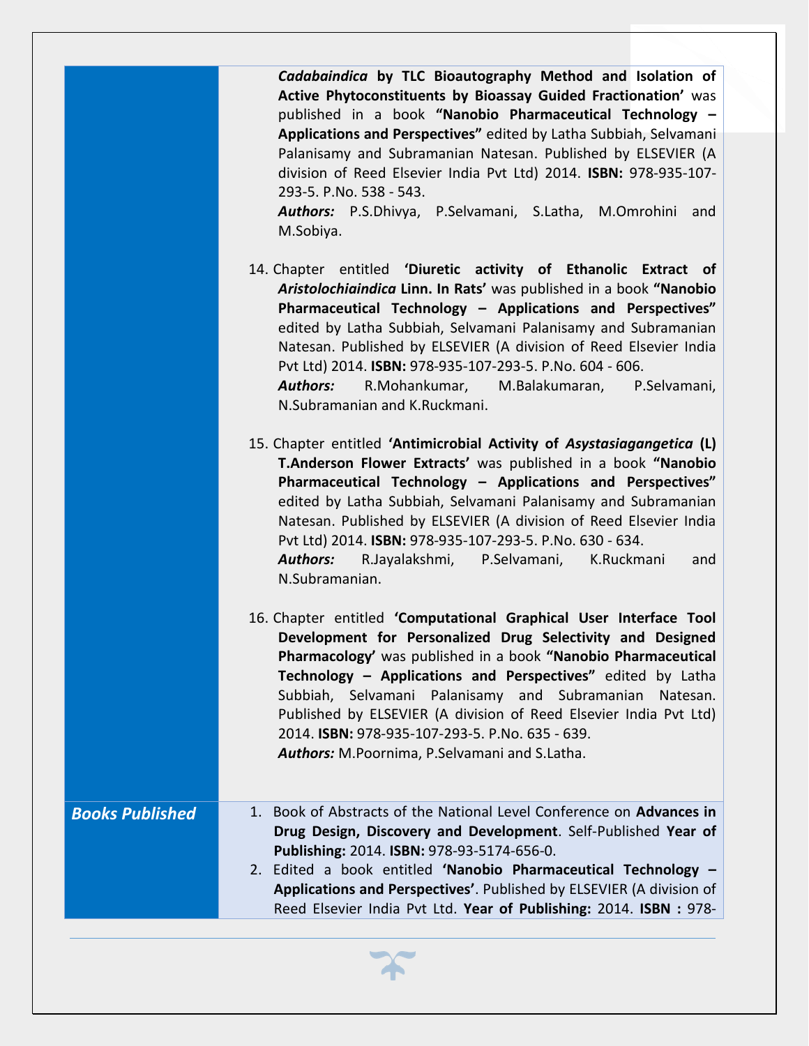*Cadabaindica* **by TLC Bioautography Method and Isolation of Active Phytoconstituents by Bioassay Guided Fractionation'** was published in a book **"Nanobio Pharmaceutical Technology – Applications and Perspectives"** edited by Latha Subbiah, Selvamani Palanisamy and Subramanian Natesan. Published by ELSEVIER (A division of Reed Elsevier India Pvt Ltd) 2014. **ISBN:** 978-935-107-293-5. P.No. 538 - 543.
***Authors:*** P.S.Dhivya, P.Selvamani, S.Latha, M.Omrohini and M.Sobiya.

14. Chapter entitled **'Diuretic activity of Ethanolic Extract of *Aristolochiaindica* Linn. In Rats'** was published in a book **"Nanobio Pharmaceutical Technology – Applications and Perspectives"** edited by Latha Subbiah, Selvamani Palanisamy and Subramanian Natesan. Published by ELSEVIER (A division of Reed Elsevier India Pvt Ltd) 2014. **ISBN:** 978-935-107-293-5. P.No. 604 - 606.
***Authors:*** R.Mohankumar, M.Balakumaran, P.Selvamani, N.Subramanian and K.Ruckmani.

15. Chapter entitled **'Antimicrobial Activity of *Asystasiagangetica* (L) T.Anderson Flower Extracts'** was published in a book **"Nanobio Pharmaceutical Technology – Applications and Perspectives"** edited by Latha Subbiah, Selvamani Palanisamy and Subramanian Natesan. Published by ELSEVIER (A division of Reed Elsevier India Pvt Ltd) 2014. **ISBN:** 978-935-107-293-5. P.No. 630 - 634.
***Authors:*** R.Jayalakshmi, P.Selvamani, K.Ruckmani and N.Subramanian.

16. Chapter entitled **'Computational Graphical User Interface Tool Development for Personalized Drug Selectivity and Designed Pharmacology'** was published in a book **"Nanobio Pharmaceutical Technology – Applications and Perspectives"** edited by Latha Subbiah, Selvamani Palanisamy and Subramanian Natesan. Published by ELSEVIER (A division of Reed Elsevier India Pvt Ltd) 2014. **ISBN:** 978-935-107-293-5. P.No. 635 - 639.
***Authors:*** M.Poornima, P.Selvamani and S.Latha.

***Books Published***

1. Book of Abstracts of the National Level Conference on **Advances in Drug Design, Discovery and Development**. Self-Published **Year of Publishing:** 2014. **ISBN:** 978-93-5174-656-0.
2. Edited a book entitled **'Nanobio Pharmaceutical Technology – Applications and Perspectives'**. Published by ELSEVIER (A division of Reed Elsevier India Pvt Ltd. **Year of Publishing:** 2014. **ISBN :** 978-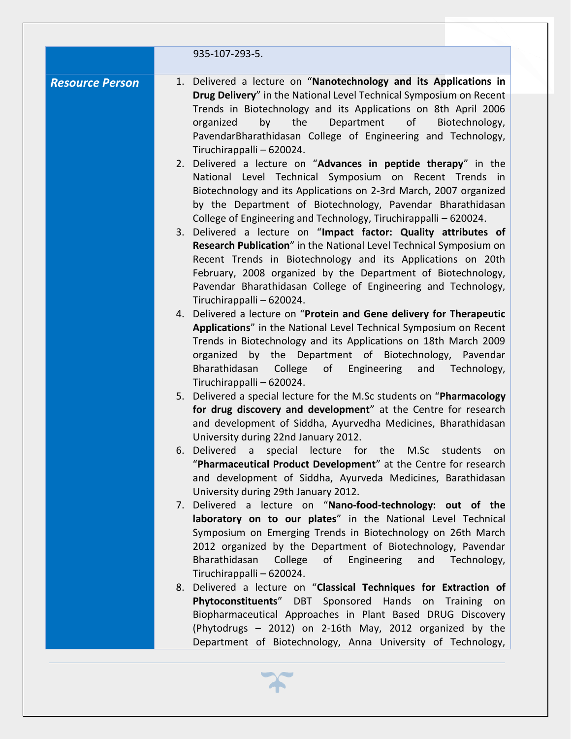| | 935-107-293-5. |
|---|---|
| ***Resource Person*** | 1. Delivered a lecture on "**Nanotechnology and its Applications in Drug Delivery**" in the National Level Technical Symposium on Recent Trends in Biotechnology and its Applications on 8th April 2006 organized by the Department of Biotechnology, PavendarBharathidasan College of Engineering and Technology, Tiruchirappalli – 620024.<br>2. Delivered a lecture on "**Advances in peptide therapy**" in the National Level Technical Symposium on Recent Trends in Biotechnology and its Applications on 2-3rd March, 2007 organized by the Department of Biotechnology, Pavendar Bharathidasan College of Engineering and Technology, Tiruchirappalli – 620024.<br>3. Delivered a lecture on "**Impact factor: Quality attributes of Research Publication**" in the National Level Technical Symposium on Recent Trends in Biotechnology and its Applications on 20th February, 2008 organized by the Department of Biotechnology, Pavendar Bharathidasan College of Engineering and Technology, Tiruchirappalli – 620024.<br>4. Delivered a lecture on "**Protein and Gene delivery for Therapeutic Applications**" in the National Level Technical Symposium on Recent Trends in Biotechnology and its Applications on 18th March 2009 organized by the Department of Biotechnology, Pavendar Bharathidasan College of Engineering and Technology, Tiruchirappalli – 620024.<br>5. Delivered a special lecture for the M.Sc students on "**Pharmacology for drug discovery and development**" at the Centre for research and development of Siddha, Ayurvedha Medicines, Bharathidasan University during 22nd January 2012.<br>6. Delivered a special lecture for the M.Sc students on "**Pharmaceutical Product Development**" at the Centre for research and development of Siddha, Ayurveda Medicines, Barathidasan University during 29th January 2012.<br>7. Delivered a lecture on "**Nano-food-technology: out of the laboratory on to our plates**" in the National Level Technical Symposium on Emerging Trends in Biotechnology on 26th March 2012 organized by the Department of Biotechnology, Pavendar Bharathidasan College of Engineering and Technology, Tiruchirappalli – 620024.<br>8. Delivered a lecture on "**Classical Techniques for Extraction of Phytoconstituents**" DBT Sponsored Hands on Training on Biopharmaceutical Approaches in Plant Based DRUG Discovery (Phytodrugs – 2012) on 2-16th May, 2012 organized by the Department of Biotechnology, Anna University of Technology, |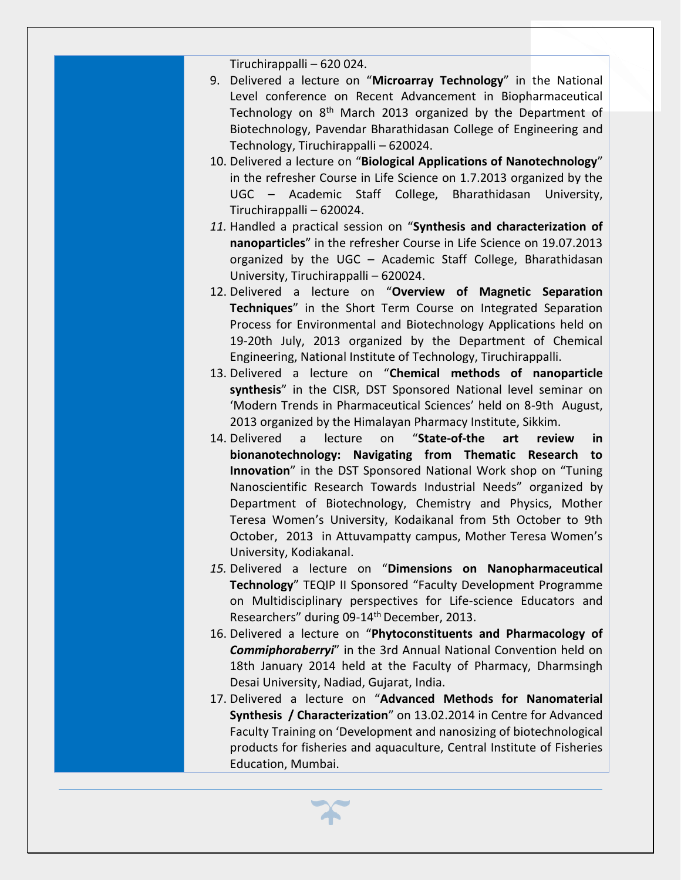Tiruchirappalli – 620 024.

9. Delivered a lecture on “**Microarray Technology**” in the National Level conference on Recent Advancement in Biopharmaceutical Technology on 8th March 2013 organized by the Department of Biotechnology, Pavendar Bharathidasan College of Engineering and Technology, Tiruchirappalli – 620024.
10. Delivered a lecture on “**Biological Applications of Nanotechnology**” in the refresher Course in Life Science on 1.7.2013 organized by the UGC – Academic Staff College, Bharathidasan University, Tiruchirappalli – 620024.
11. Handled a practical session on “**Synthesis and characterization of nanoparticles**” in the refresher Course in Life Science on 19.07.2013 organized by the UGC – Academic Staff College, Bharathidasan University, Tiruchirappalli – 620024.
12. Delivered a lecture on “**Overview of Magnetic Separation Techniques**” in the Short Term Course on Integrated Separation Process for Environmental and Biotechnology Applications held on 19-20th July, 2013 organized by the Department of Chemical Engineering, National Institute of Technology, Tiruchirappalli.
13. Delivered a lecture on “**Chemical methods of nanoparticle synthesis**” in the CISR, DST Sponsored National level seminar on ‘Modern Trends in Pharmaceutical Sciences’ held on 8-9th August, 2013 organized by the Himalayan Pharmacy Institute, Sikkim.
14. Delivered a lecture on “**State-of-the art review in bionanotechnology: Navigating from Thematic Research to Innovation**” in the DST Sponsored National Work shop on “Tuning Nanoscientific Research Towards Industrial Needs” organized by Department of Biotechnology, Chemistry and Physics, Mother Teresa Women’s University, Kodaikanal from 5th October to 9th October, 2013 in Attuvampatty campus, Mother Teresa Women’s University, Kodiakanal.
15. Delivered a lecture on “**Dimensions on Nanopharmaceutical Technology**” TEQIP II Sponsored “Faculty Development Programme on Multidisciplinary perspectives for Life-science Educators and Researchers” during 09-14th December, 2013.
16. Delivered a lecture on “**Phytoconstituents and Pharmacology of *Commiphoraberryi***” in the 3rd Annual National Convention held on 18th January 2014 held at the Faculty of Pharmacy, Dharmsingh Desai University, Nadiad, Gujarat, India.
17. Delivered a lecture on “**Advanced Methods for Nanomaterial Synthesis / Characterization**” on 13.02.2014 in Centre for Advanced Faculty Training on ‘Development and nanosizing of biotechnological products for fisheries and aquaculture, Central Institute of Fisheries Education, Mumbai.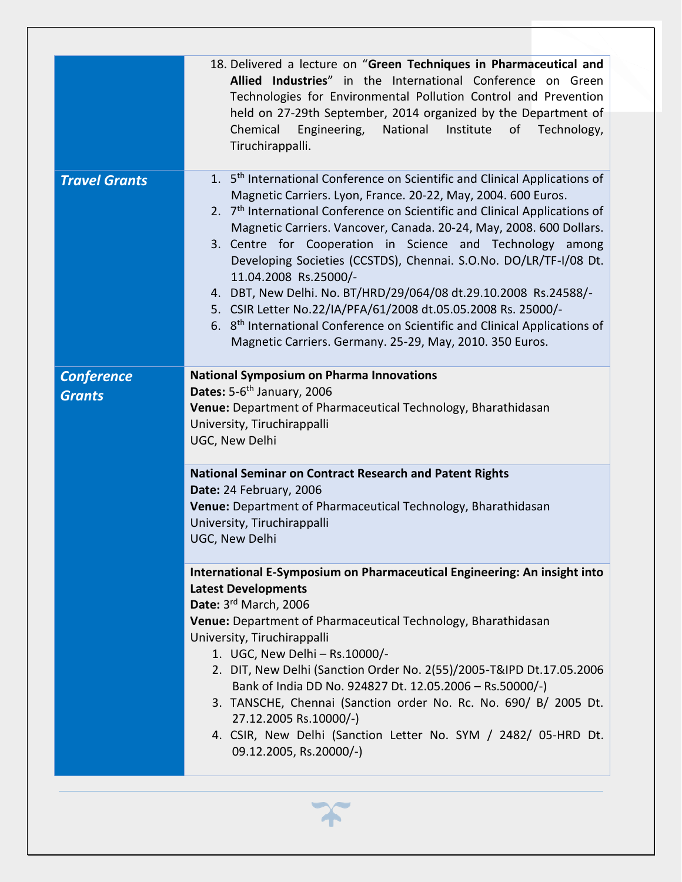| | |
|---|---|
| | 18. Delivered a lecture on "**Green Techniques in Pharmaceutical and Allied Industries**" in the International Conference on Green Technologies for Environmental Pollution Control and Prevention held on 27-29th September, 2014 organized by the Department of Chemical Engineering, National Institute of Technology, Tiruchirappalli. |
| ***Travel Grants*** | 1. 5$^{th}$ International Conference on Scientific and Clinical Applications of Magnetic Carriers. Lyon, France. 20-22, May, 2004. 600 Euros.<br>2. 7$^{th}$ International Conference on Scientific and Clinical Applications of Magnetic Carriers. Vancover, Canada. 20-24, May, 2008. 600 Dollars.<br>3. Centre for Cooperation in Science and Technology among Developing Societies (CCSTDS), Chennai. S.O.No. DO/LR/TF-I/08 Dt. 11.04.2008 Rs.25000/-<br>4. DBT, New Delhi. No. BT/HRD/29/064/08 dt.29.10.2008 Rs.24588/-<br>5. CSIR Letter No.22/IA/PFA/61/2008 dt.05.05.2008 Rs. 25000/-<br>6. 8$^{th}$ International Conference on Scientific and Clinical Applications of Magnetic Carriers. Germany. 25-29, May, 2010. 350 Euros. |
| ***Conference Grants*** | **National Symposium on Pharma Innovations**<br>**Dates:** 5-6$^{th}$ January, 2006<br>**Venue:** Department of Pharmaceutical Technology, Bharathidasan University, Tiruchirappalli<br>UGC, New Delhi |
| | **National Seminar on Contract Research and Patent Rights**<br>**Date:** 24 February, 2006<br>**Venue:** Department of Pharmaceutical Technology, Bharathidasan University, Tiruchirappalli<br>UGC, New Delhi |
| | **International E-Symposium on Pharmaceutical Engineering: An insight into Latest Developments**<br>**Date:** 3$^{rd}$ March, 2006<br>**Venue:** Department of Pharmaceutical Technology, Bharathidasan University, Tiruchirappalli<br>1. UGC, New Delhi – Rs.10000/-<br>2. DIT, New Delhi (Sanction Order No. 2(55)/2005-T&IPD Dt.17.05.2006 Bank of India DD No. 924827 Dt. 12.05.2006 – Rs.50000/-)<br>3. TANSCHE, Chennai (Sanction order No. Rc. No. 690/ B/ 2005 Dt. 27.12.2005 Rs.10000/-)<br>4. CSIR, New Delhi (Sanction Letter No. SYM / 2482/ 05-HRD Dt. 09.12.2005, Rs.20000/-) |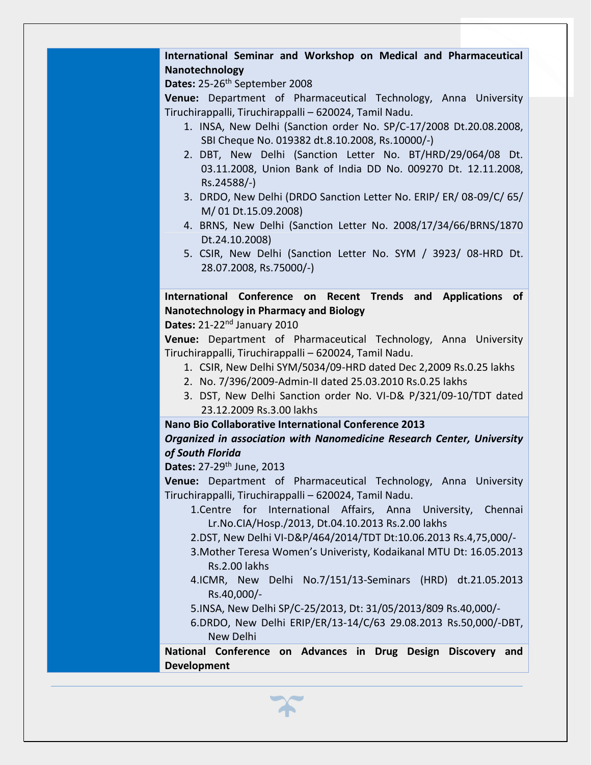**International Seminar and Workshop on Medical and Pharmaceutical Nanotechnology**

**Dates:** 25-26th September 2008

**Venue:** Department of Pharmaceutical Technology, Anna University Tiruchirappalli, Tiruchirappalli – 620024, Tamil Nadu.

1. INSA, New Delhi (Sanction order No. SP/C-17/2008 Dt.20.08.2008, SBI Cheque No. 019382 dt.8.10.2008, Rs.10000/-)
2. DBT, New Delhi (Sanction Letter No. BT/HRD/29/064/08 Dt. 03.11.2008, Union Bank of India DD No. 009270 Dt. 12.11.2008, Rs.24588/-)
3. DRDO, New Delhi (DRDO Sanction Letter No. ERIP/ ER/ 08-09/C/ 65/ M/ 01 Dt.15.09.2008)
4. BRNS, New Delhi (Sanction Letter No. 2008/17/34/66/BRNS/1870 Dt.24.10.2008)
5. CSIR, New Delhi (Sanction Letter No. SYM / 3923/ 08-HRD Dt. 28.07.2008, Rs.75000/-)

**International Conference on Recent Trends and Applications of Nanotechnology in Pharmacy and Biology**

**Dates:** 21-22nd January 2010

**Venue:** Department of Pharmaceutical Technology, Anna University Tiruchirappalli, Tiruchirappalli – 620024, Tamil Nadu.

1. CSIR, New Delhi SYM/5034/09-HRD dated Dec 2,2009 Rs.0.25 lakhs
2. No. 7/396/2009-Admin-II dated 25.03.2010 Rs.0.25 lakhs
3. DST, New Delhi Sanction order No. VI-D& P/321/09-10/TDT dated 23.12.2009 Rs.3.00 lakhs

**Nano Bio Collaborative International Conference 2013**

***Organized in association with Nanomedicine Research Center, University of South Florida***

**Dates:** 27-29th June, 2013

**Venue:** Department of Pharmaceutical Technology, Anna University Tiruchirappalli, Tiruchirappalli – 620024, Tamil Nadu.

1. Centre for International Affairs, Anna University, Chennai Lr.No.CIA/Hosp./2013, Dt.04.10.2013 Rs.2.00 lakhs
2. DST, New Delhi VI-D&P/464/2014/TDT Dt:10.06.2013 Rs.4,75,000/-
3. Mother Teresa Women's Univeristy, Kodaikanal MTU Dt: 16.05.2013 Rs.2.00 lakhs
4. ICMR, New Delhi No.7/151/13-Seminars (HRD) dt.21.05.2013 Rs.40,000/-
5. INSA, New Delhi SP/C-25/2013, Dt: 31/05/2013/809 Rs.40,000/-
6. DRDO, New Delhi ERIP/ER/13-14/C/63 29.08.2013 Rs.50,000/-DBT, New Delhi

**National Conference on Advances in Drug Design Discovery and Development**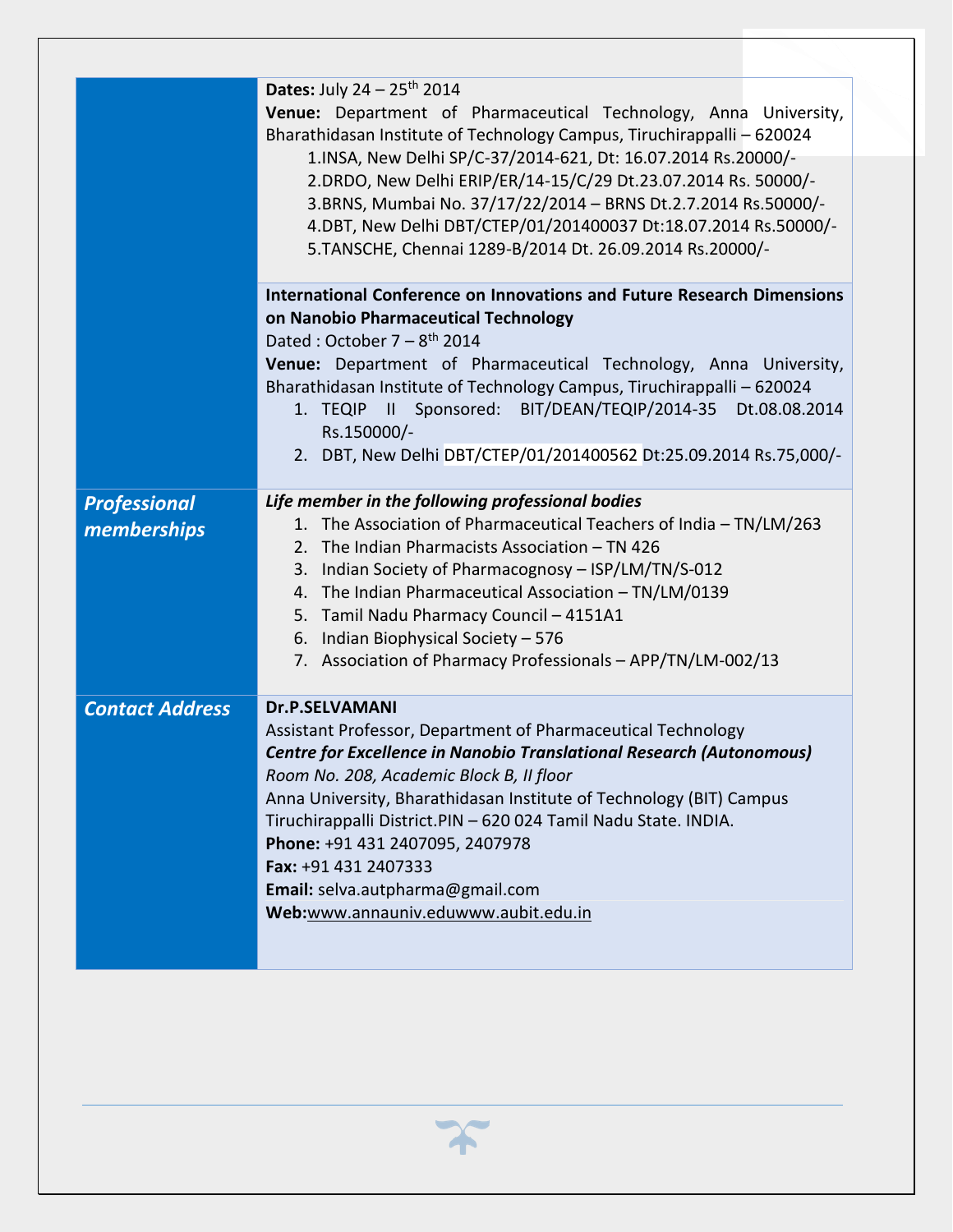| | |
|---|---|
| | **Dates:** July 24 – 25th 2014<br>**Venue:** Department of Pharmaceutical Technology, Anna University, Bharathidasan Institute of Technology Campus, Tiruchirappalli – 620024<br>1.INSA, New Delhi SP/C-37/2014-621, Dt: 16.07.2014 Rs.20000/-<br>2.DRDO, New Delhi ERIP/ER/14-15/C/29 Dt.23.07.2014 Rs. 50000/-<br>3.BRNS, Mumbai No. 37/17/22/2014 – BRNS Dt.2.7.2014 Rs.50000/-<br>4.DBT, New Delhi DBT/CTEP/01/201400037 Dt:18.07.2014 Rs.50000/-<br>5.TANSCHE, Chennai 1289-B/2014 Dt. 26.09.2014 Rs.20000/- |
| | **International Conference on Innovations and Future Research Dimensions on Nanobio Pharmaceutical Technology**<br>Dated : October 7 – 8th 2014<br>**Venue:** Department of Pharmaceutical Technology, Anna University, Bharathidasan Institute of Technology Campus, Tiruchirappalli – 620024<br>1. TEQIP II Sponsored: BIT/DEAN/TEQIP/2014-35 Dt.08.08.2014 Rs.150000/-<br>2. DBT, New Delhi DBT/CTEP/01/201400562 Dt:25.09.2014 Rs.75,000/- |
| ***Professional memberships*** | ***Life member in the following professional bodies***<br>1. The Association of Pharmaceutical Teachers of India – TN/LM/263<br>2. The Indian Pharmacists Association – TN 426<br>3. Indian Society of Pharmacognosy – ISP/LM/TN/S-012<br>4. The Indian Pharmaceutical Association – TN/LM/0139<br>5. Tamil Nadu Pharmacy Council – 4151A1<br>6. Indian Biophysical Society – 576<br>7. Association of Pharmacy Professionals – APP/TN/LM-002/13 |
| ***Contact Address*** | **Dr.P.SELVAMANI**<br>Assistant Professor, Department of Pharmaceutical Technology<br>***Centre for Excellence in Nanobio Translational Research (Autonomous)***<br>*Room No. 208, Academic Block B, II floor*<br>Anna University, Bharathidasan Institute of Technology (BIT) Campus<br>Tiruchirappalli District.PIN – 620 024 Tamil Nadu State. INDIA.<br>**Phone:** +91 431 2407095, 2407978<br>**Fax:** +91 431 2407333<br>**Email:** selva.autpharma@gmail.com<br>**Web:**www.annauniv.eduwww.aubit.edu.in |